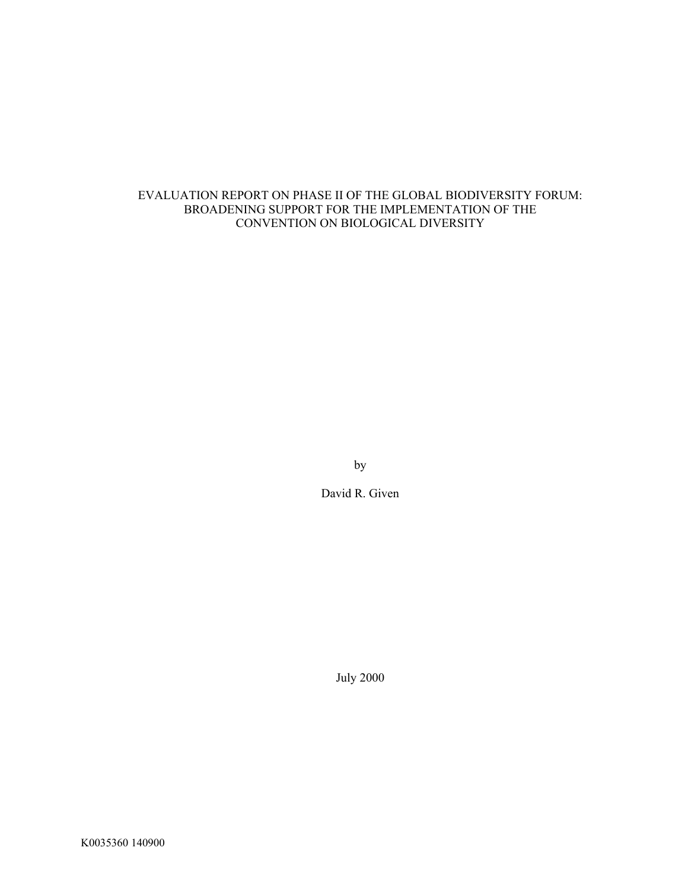# EVALUATION REPORT ON PHASE II OF THE GLOBAL BIODIVERSITY FORUM: BROADENING SUPPORT FOR THE IMPLEMENTATION OF THE CONVENTION ON BIOLOGICAL DIVERSITY

by

David R. Given

July 2000

K0035360 140900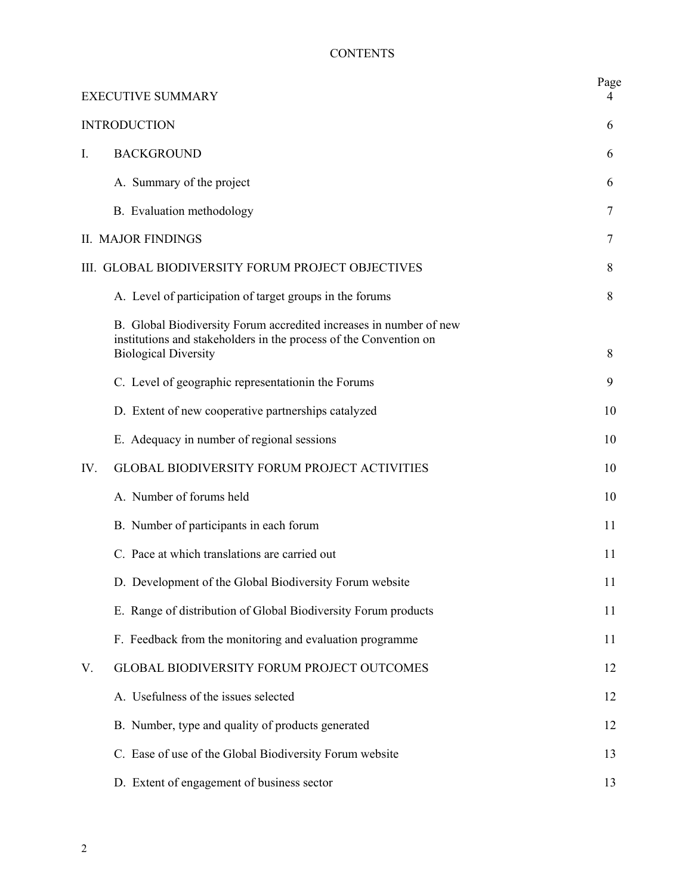# CONTENTS

| | Page |
|---|---|
| EXECUTIVE SUMMARY | 4 |
| INTRODUCTION | 6 |
| I. BACKGROUND | 6 |
| A. Summary of the project | 6 |
| B. Evaluation methodology | 7 |
| II. MAJOR FINDINGS | 7 |
| III. GLOBAL BIODIVERSITY FORUM PROJECT OBJECTIVES | 8 |
| A. Level of participation of target groups in the forums | 8 |
| B. Global Biodiversity Forum accredited increases in number of new institutions and stakeholders in the process of the Convention on Biological Diversity | 8 |
| C. Level of geographic representationin the Forums | 9 |
| D. Extent of new cooperative partnerships catalyzed | 10 |
| E. Adequacy in number of regional sessions | 10 |
| IV. GLOBAL BIODIVERSITY FORUM PROJECT ACTIVITIES | 10 |
| A. Number of forums held | 10 |
| B. Number of participants in each forum | 11 |
| C. Pace at which translations are carried out | 11 |
| D. Development of the Global Biodiversity Forum website | 11 |
| E. Range of distribution of Global Biodiversity Forum products | 11 |
| F. Feedback from the monitoring and evaluation programme | 11 |
| V. GLOBAL BIODIVERSITY FORUM PROJECT OUTCOMES | 12 |
| A. Usefulness of the issues selected | 12 |
| B. Number, type and quality of products generated | 12 |
| C. Ease of use of the Global Biodiversity Forum website | 13 |
| D. Extent of engagement of business sector | 13 |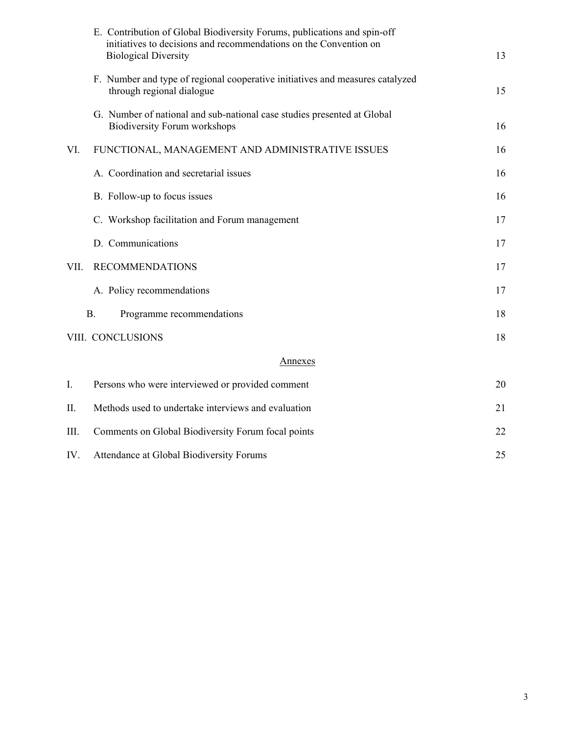E. Contribution of Global Biodiversity Forums, publications and spin-off initiatives to decisions and recommendations on the Convention on Biological Diversity 13

F. Number and type of regional cooperative initiatives and measures catalyzed through regional dialogue 15

G. Number of national and sub-national case studies presented at Global Biodiversity Forum workshops 16

VI. FUNCTIONAL, MANAGEMENT AND ADMINISTRATIVE ISSUES 16

A. Coordination and secretarial issues 16

B. Follow-up to focus issues 16

C. Workshop facilitation and Forum management 17

D. Communications 17

VII. RECOMMENDATIONS 17

A. Policy recommendations 17

B. Programme recommendations 18

VIII. CONCLUSIONS 18

Annexes

I. Persons who were interviewed or provided comment 20

II. Methods used to undertake interviews and evaluation 21

III. Comments on Global Biodiversity Forum focal points 22

IV. Attendance at Global Biodiversity Forums 25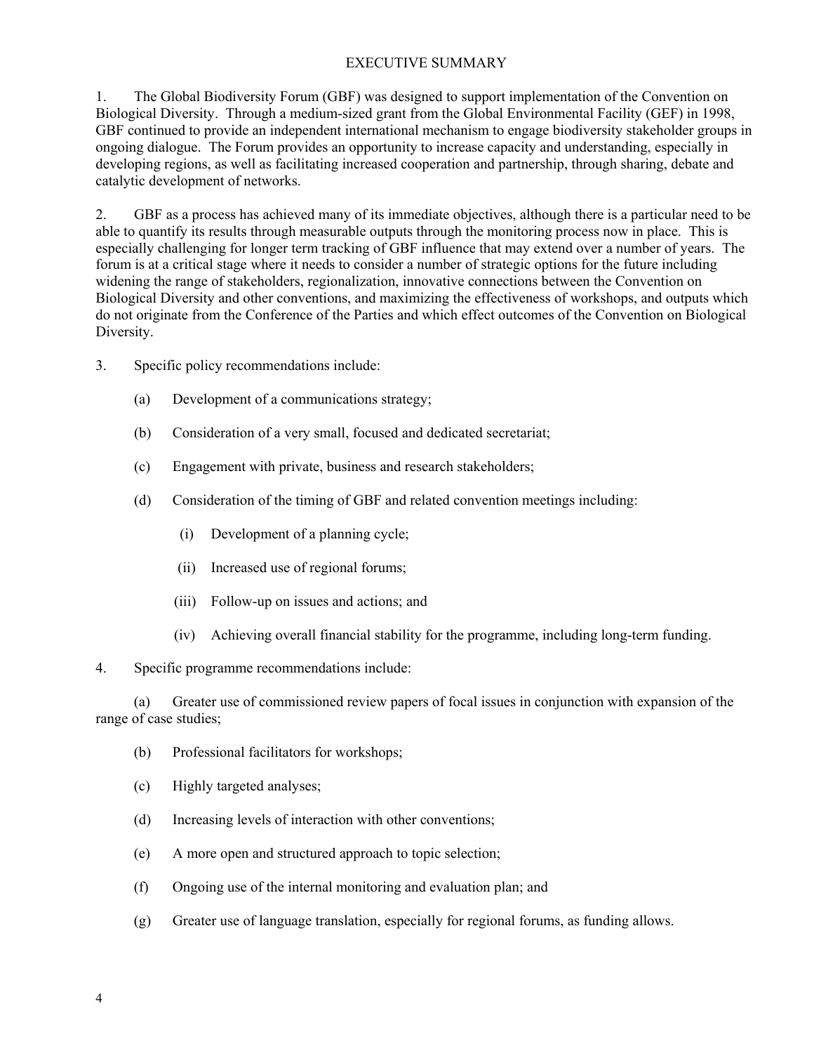# EXECUTIVE SUMMARY

1. The Global Biodiversity Forum (GBF) was designed to support implementation of the Convention on Biological Diversity. Through a medium-sized grant from the Global Environmental Facility (GEF) in 1998, GBF continued to provide an independent international mechanism to engage biodiversity stakeholder groups in ongoing dialogue. The Forum provides an opportunity to increase capacity and understanding, especially in developing regions, as well as facilitating increased cooperation and partnership, through sharing, debate and catalytic development of networks.

2. GBF as a process has achieved many of its immediate objectives, although there is a particular need to be able to quantify its results through measurable outputs through the monitoring process now in place. This is especially challenging for longer term tracking of GBF influence that may extend over a number of years. The forum is at a critical stage where it needs to consider a number of strategic options for the future including widening the range of stakeholders, regionalization, innovative connections between the Convention on Biological Diversity and other conventions, and maximizing the effectiveness of workshops, and outputs which do not originate from the Conference of the Parties and which effect outcomes of the Convention on Biological Diversity.

3. Specific policy recommendations include:

   (a) Development of a communications strategy;

   (b) Consideration of a very small, focused and dedicated secretariat;

   (c) Engagement with private, business and research stakeholders;

   (d) Consideration of the timing of GBF and related convention meetings including:

      (i) Development of a planning cycle;

      (ii) Increased use of regional forums;

      (iii) Follow-up on issues and actions; and

      (iv) Achieving overall financial stability for the programme, including long-term funding.

4. Specific programme recommendations include:

   (a) Greater use of commissioned review papers of focal issues in conjunction with expansion of the range of case studies;

   (b) Professional facilitators for workshops;

   (c) Highly targeted analyses;

   (d) Increasing levels of interaction with other conventions;

   (e) A more open and structured approach to topic selection;

   (f) Ongoing use of the internal monitoring and evaluation plan; and

   (g) Greater use of language translation, especially for regional forums, as funding allows.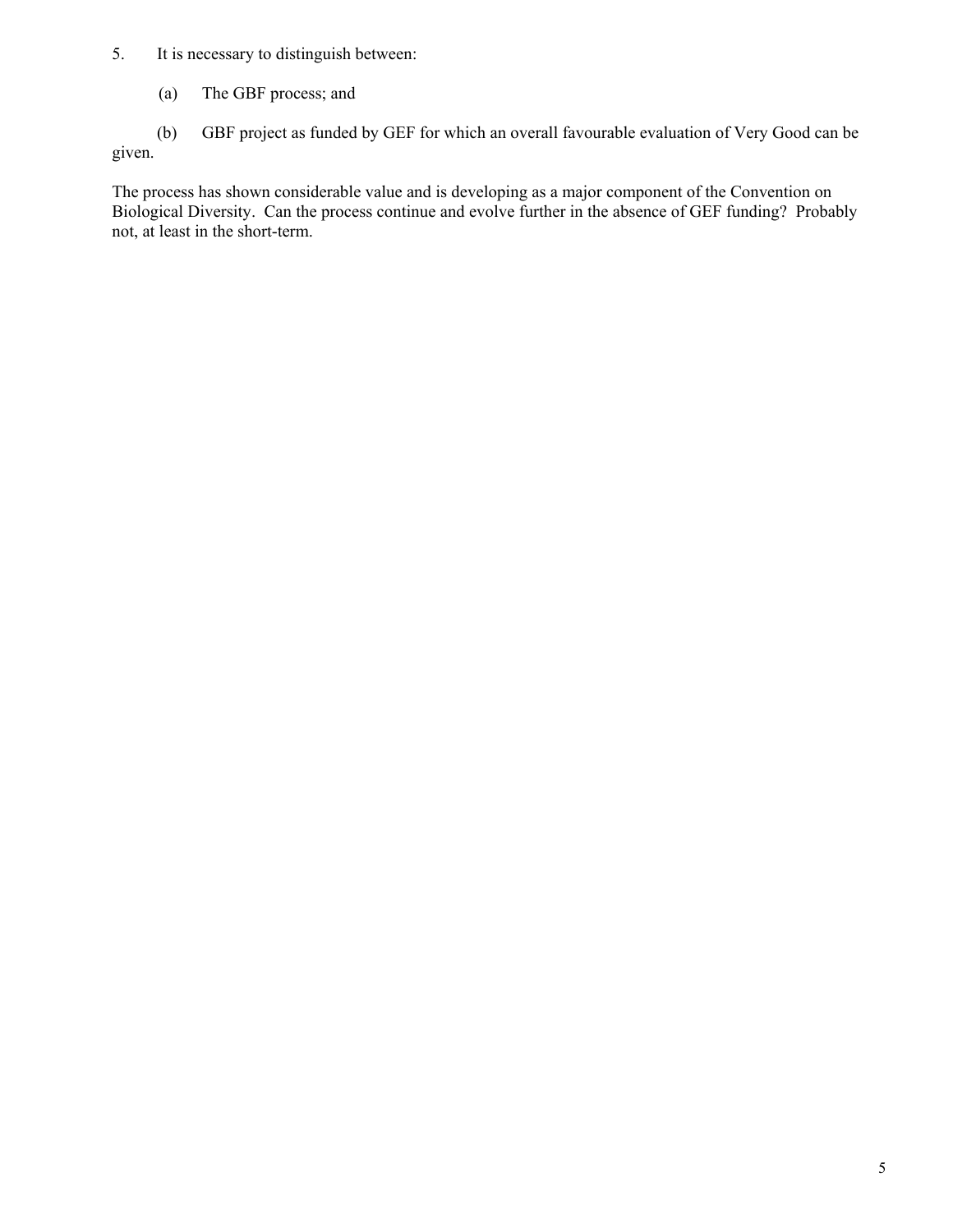5. It is necessary to distinguish between:

   (a) The GBF process; and

   (b) GBF project as funded by GEF for which an overall favourable evaluation of Very Good can be given.

The process has shown considerable value and is developing as a major component of the Convention on Biological Diversity. Can the process continue and evolve further in the absence of GEF funding? Probably not, at least in the short-term.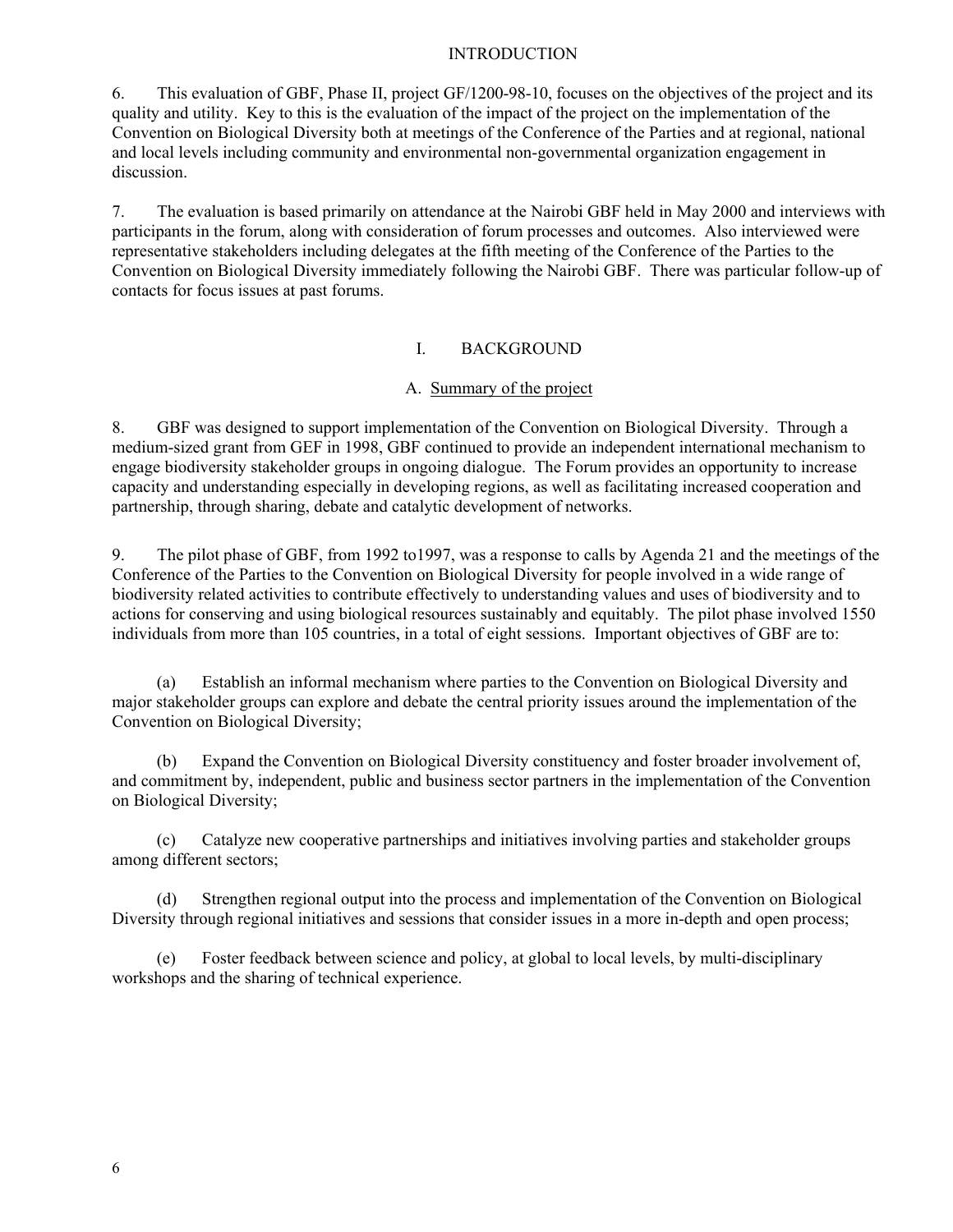# INTRODUCTION

6. This evaluation of GBF, Phase II, project GF/1200-98-10, focuses on the objectives of the project and its quality and utility. Key to this is the evaluation of the impact of the project on the implementation of the Convention on Biological Diversity both at meetings of the Conference of the Parties and at regional, national and local levels including community and environmental non-governmental organization engagement in discussion.

7. The evaluation is based primarily on attendance at the Nairobi GBF held in May 2000 and interviews with participants in the forum, along with consideration of forum processes and outcomes. Also interviewed were representative stakeholders including delegates at the fifth meeting of the Conference of the Parties to the Convention on Biological Diversity immediately following the Nairobi GBF. There was particular follow-up of contacts for focus issues at past forums.

## I. BACKGROUND

### A. Summary of the project

8. GBF was designed to support implementation of the Convention on Biological Diversity. Through a medium-sized grant from GEF in 1998, GBF continued to provide an independent international mechanism to engage biodiversity stakeholder groups in ongoing dialogue. The Forum provides an opportunity to increase capacity and understanding especially in developing regions, as well as facilitating increased cooperation and partnership, through sharing, debate and catalytic development of networks.

9. The pilot phase of GBF, from 1992 to1997, was a response to calls by Agenda 21 and the meetings of the Conference of the Parties to the Convention on Biological Diversity for people involved in a wide range of biodiversity related activities to contribute effectively to understanding values and uses of biodiversity and to actions for conserving and using biological resources sustainably and equitably. The pilot phase involved 1550 individuals from more than 105 countries, in a total of eight sessions. Important objectives of GBF are to:

(a) Establish an informal mechanism where parties to the Convention on Biological Diversity and major stakeholder groups can explore and debate the central priority issues around the implementation of the Convention on Biological Diversity;

(b) Expand the Convention on Biological Diversity constituency and foster broader involvement of, and commitment by, independent, public and business sector partners in the implementation of the Convention on Biological Diversity;

(c) Catalyze new cooperative partnerships and initiatives involving parties and stakeholder groups among different sectors;

(d) Strengthen regional output into the process and implementation of the Convention on Biological Diversity through regional initiatives and sessions that consider issues in a more in-depth and open process;

(e) Foster feedback between science and policy, at global to local levels, by multi-disciplinary workshops and the sharing of technical experience.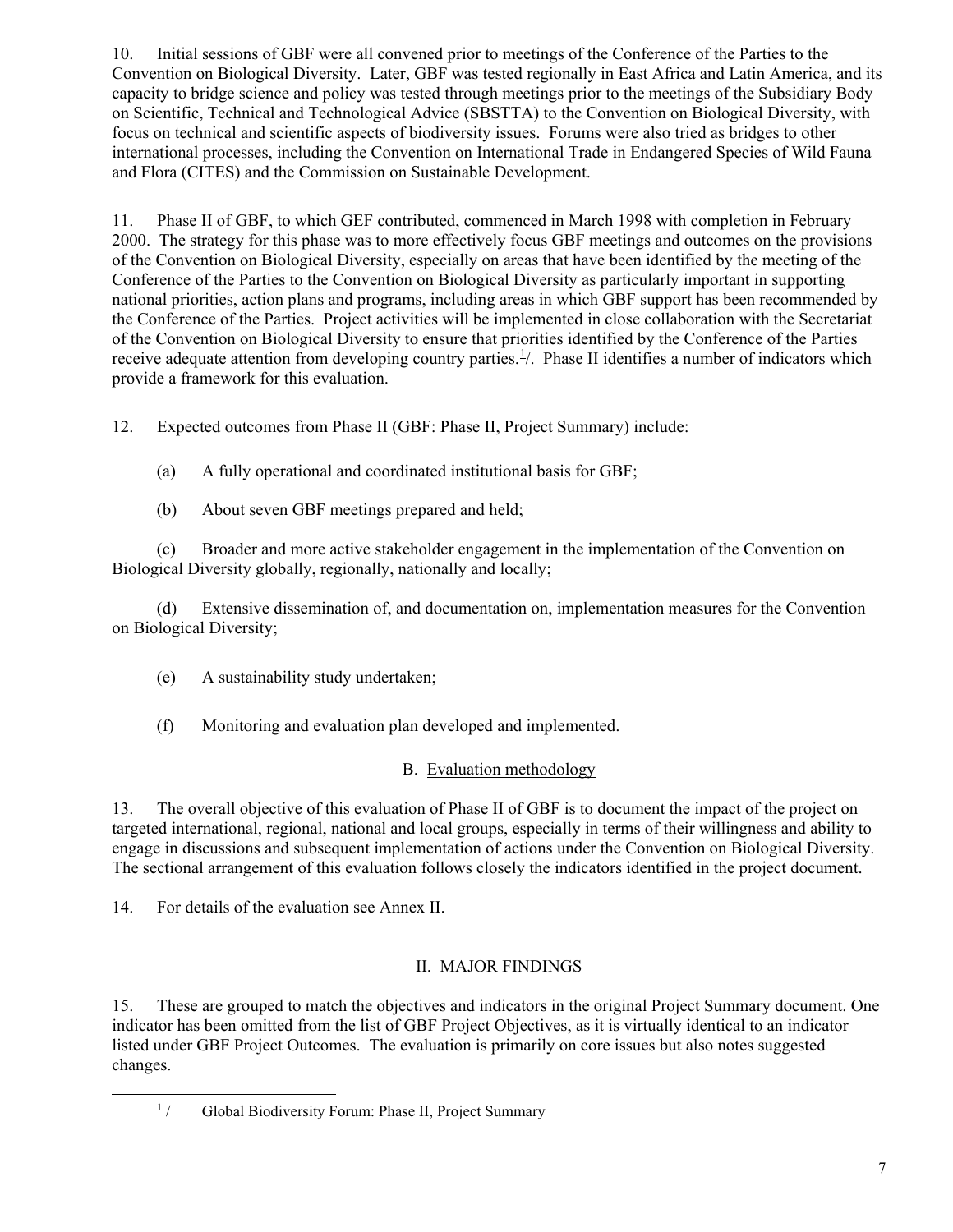10. Initial sessions of GBF were all convened prior to meetings of the Conference of the Parties to the Convention on Biological Diversity. Later, GBF was tested regionally in East Africa and Latin America, and its capacity to bridge science and policy was tested through meetings prior to the meetings of the Subsidiary Body on Scientific, Technical and Technological Advice (SBSTTA) to the Convention on Biological Diversity, with focus on technical and scientific aspects of biodiversity issues. Forums were also tried as bridges to other international processes, including the Convention on International Trade in Endangered Species of Wild Fauna and Flora (CITES) and the Commission on Sustainable Development.

11. Phase II of GBF, to which GEF contributed, commenced in March 1998 with completion in February 2000. The strategy for this phase was to more effectively focus GBF meetings and outcomes on the provisions of the Convention on Biological Diversity, especially on areas that have been identified by the meeting of the Conference of the Parties to the Convention on Biological Diversity as particularly important in supporting national priorities, action plans and programs, including areas in which GBF support has been recommended by the Conference of the Parties. Project activities will be implemented in close collaboration with the Secretariat of the Convention on Biological Diversity to ensure that priorities identified by the Conference of the Parties receive adequate attention from developing country parties.[1]/. Phase II identifies a number of indicators which provide a framework for this evaluation.

12. Expected outcomes from Phase II (GBF: Phase II, Project Summary) include:

(a) A fully operational and coordinated institutional basis for GBF;

(b) About seven GBF meetings prepared and held;

(c) Broader and more active stakeholder engagement in the implementation of the Convention on Biological Diversity globally, regionally, nationally and locally;

(d) Extensive dissemination of, and documentation on, implementation measures for the Convention on Biological Diversity;

(e) A sustainability study undertaken;

(f) Monitoring and evaluation plan developed and implemented.

### B. Evaluation methodology

13. The overall objective of this evaluation of Phase II of GBF is to document the impact of the project on targeted international, regional, national and local groups, especially in terms of their willingness and ability to engage in discussions and subsequent implementation of actions under the Convention on Biological Diversity. The sectional arrangement of this evaluation follows closely the indicators identified in the project document.

14. For details of the evaluation see Annex II.

## II. MAJOR FINDINGS

15. These are grouped to match the objectives and indicators in the original Project Summary document. One indicator has been omitted from the list of GBF Project Objectives, as it is virtually identical to an indicator listed under GBF Project Outcomes. The evaluation is primarily on core issues but also notes suggested changes.

[1] / Global Biodiversity Forum: Phase II, Project Summary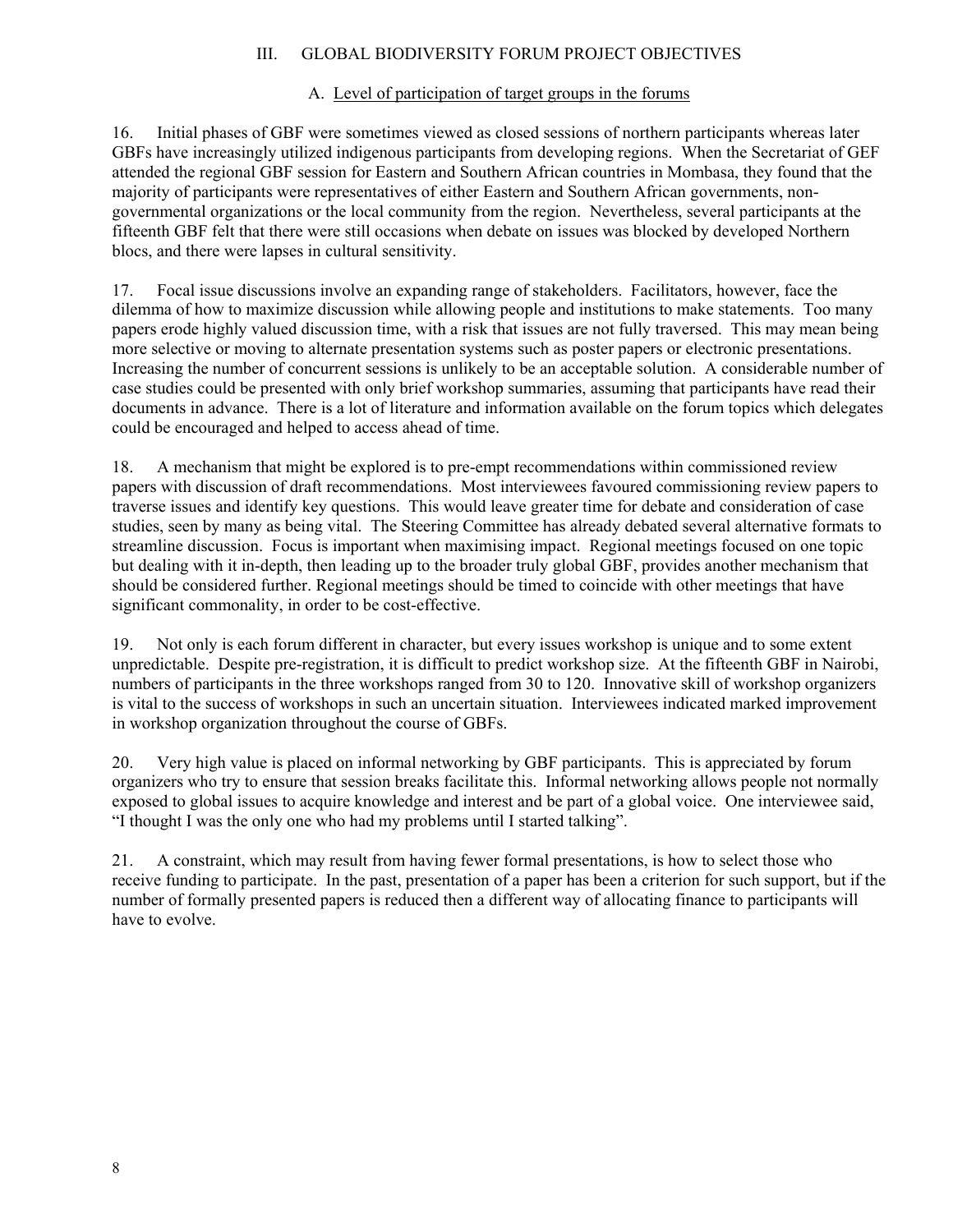## III. GLOBAL BIODIVERSITY FORUM PROJECT OBJECTIVES

### A. Level of participation of target groups in the forums

16. Initial phases of GBF were sometimes viewed as closed sessions of northern participants whereas later GBFs have increasingly utilized indigenous participants from developing regions. When the Secretariat of GEF attended the regional GBF session for Eastern and Southern African countries in Mombasa, they found that the majority of participants were representatives of either Eastern and Southern African governments, non-governmental organizations or the local community from the region. Nevertheless, several participants at the fifteenth GBF felt that there were still occasions when debate on issues was blocked by developed Northern blocs, and there were lapses in cultural sensitivity.

17. Focal issue discussions involve an expanding range of stakeholders. Facilitators, however, face the dilemma of how to maximize discussion while allowing people and institutions to make statements. Too many papers erode highly valued discussion time, with a risk that issues are not fully traversed. This may mean being more selective or moving to alternate presentation systems such as poster papers or electronic presentations. Increasing the number of concurrent sessions is unlikely to be an acceptable solution. A considerable number of case studies could be presented with only brief workshop summaries, assuming that participants have read their documents in advance. There is a lot of literature and information available on the forum topics which delegates could be encouraged and helped to access ahead of time.

18. A mechanism that might be explored is to pre-empt recommendations within commissioned review papers with discussion of draft recommendations. Most interviewees favoured commissioning review papers to traverse issues and identify key questions. This would leave greater time for debate and consideration of case studies, seen by many as being vital. The Steering Committee has already debated several alternative formats to streamline discussion. Focus is important when maximising impact. Regional meetings focused on one topic but dealing with it in-depth, then leading up to the broader truly global GBF, provides another mechanism that should be considered further. Regional meetings should be timed to coincide with other meetings that have significant commonality, in order to be cost-effective.

19. Not only is each forum different in character, but every issues workshop is unique and to some extent unpredictable. Despite pre-registration, it is difficult to predict workshop size. At the fifteenth GBF in Nairobi, numbers of participants in the three workshops ranged from 30 to 120. Innovative skill of workshop organizers is vital to the success of workshops in such an uncertain situation. Interviewees indicated marked improvement in workshop organization throughout the course of GBFs.

20. Very high value is placed on informal networking by GBF participants. This is appreciated by forum organizers who try to ensure that session breaks facilitate this. Informal networking allows people not normally exposed to global issues to acquire knowledge and interest and be part of a global voice. One interviewee said, "I thought I was the only one who had my problems until I started talking".

21. A constraint, which may result from having fewer formal presentations, is how to select those who receive funding to participate. In the past, presentation of a paper has been a criterion for such support, but if the number of formally presented papers is reduced then a different way of allocating finance to participants will have to evolve.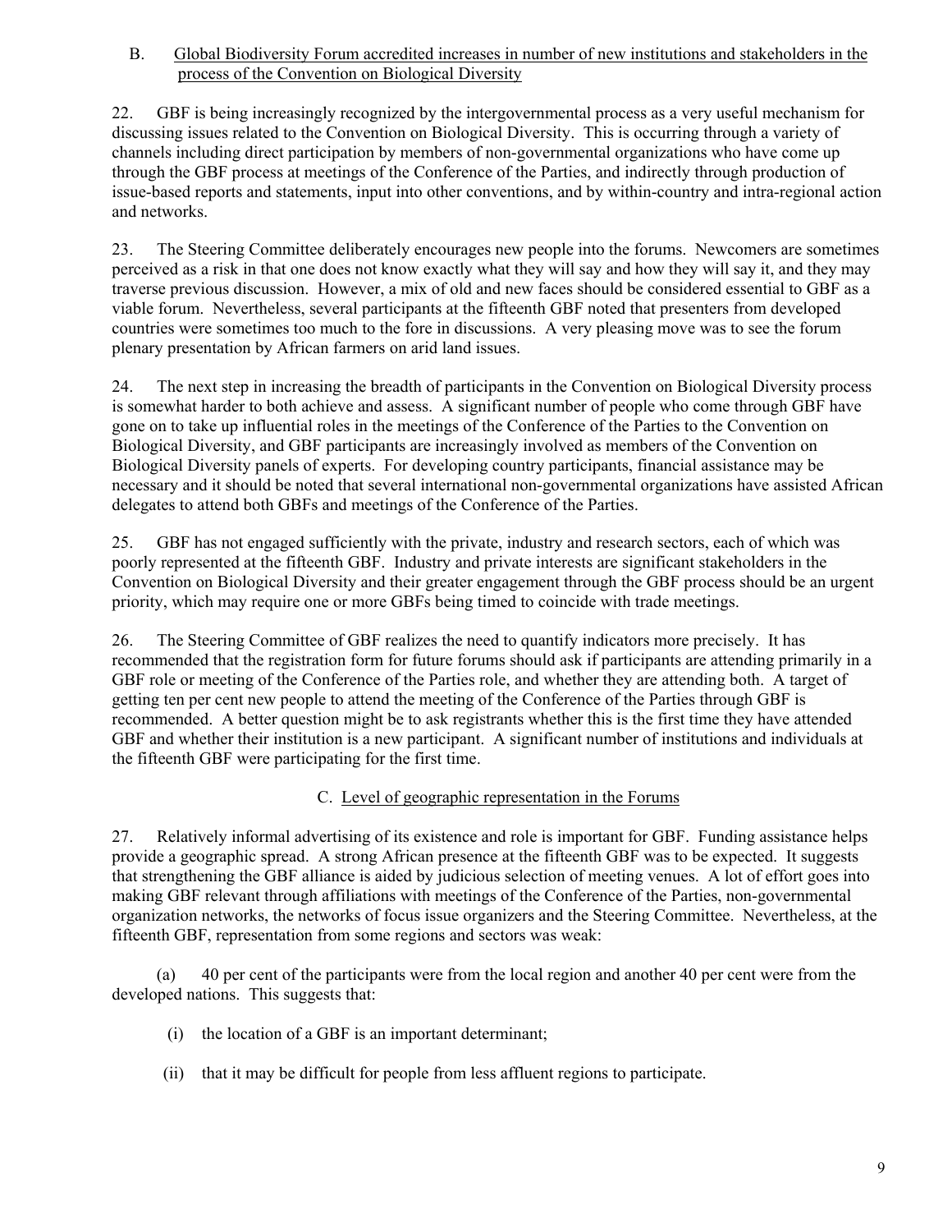### B. Global Biodiversity Forum accredited increases in number of new institutions and stakeholders in the process of the Convention on Biological Diversity

22. GBF is being increasingly recognized by the intergovernmental process as a very useful mechanism for discussing issues related to the Convention on Biological Diversity. This is occurring through a variety of channels including direct participation by members of non-governmental organizations who have come up through the GBF process at meetings of the Conference of the Parties, and indirectly through production of issue-based reports and statements, input into other conventions, and by within-country and intra-regional action and networks.

23. The Steering Committee deliberately encourages new people into the forums. Newcomers are sometimes perceived as a risk in that one does not know exactly what they will say and how they will say it, and they may traverse previous discussion. However, a mix of old and new faces should be considered essential to GBF as a viable forum. Nevertheless, several participants at the fifteenth GBF noted that presenters from developed countries were sometimes too much to the fore in discussions. A very pleasing move was to see the forum plenary presentation by African farmers on arid land issues.

24. The next step in increasing the breadth of participants in the Convention on Biological Diversity process is somewhat harder to both achieve and assess. A significant number of people who come through GBF have gone on to take up influential roles in the meetings of the Conference of the Parties to the Convention on Biological Diversity, and GBF participants are increasingly involved as members of the Convention on Biological Diversity panels of experts. For developing country participants, financial assistance may be necessary and it should be noted that several international non-governmental organizations have assisted African delegates to attend both GBFs and meetings of the Conference of the Parties.

25. GBF has not engaged sufficiently with the private, industry and research sectors, each of which was poorly represented at the fifteenth GBF. Industry and private interests are significant stakeholders in the Convention on Biological Diversity and their greater engagement through the GBF process should be an urgent priority, which may require one or more GBFs being timed to coincide with trade meetings.

26. The Steering Committee of GBF realizes the need to quantify indicators more precisely. It has recommended that the registration form for future forums should ask if participants are attending primarily in a GBF role or meeting of the Conference of the Parties role, and whether they are attending both. A target of getting ten per cent new people to attend the meeting of the Conference of the Parties through GBF is recommended. A better question might be to ask registrants whether this is the first time they have attended GBF and whether their institution is a new participant. A significant number of institutions and individuals at the fifteenth GBF were participating for the first time.

### C. Level of geographic representation in the Forums

27. Relatively informal advertising of its existence and role is important for GBF. Funding assistance helps provide a geographic spread. A strong African presence at the fifteenth GBF was to be expected. It suggests that strengthening the GBF alliance is aided by judicious selection of meeting venues. A lot of effort goes into making GBF relevant through affiliations with meetings of the Conference of the Parties, non-governmental organization networks, the networks of focus issue organizers and the Steering Committee. Nevertheless, at the fifteenth GBF, representation from some regions and sectors was weak:

(a) 40 per cent of the participants were from the local region and another 40 per cent were from the developed nations. This suggests that:

(i) the location of a GBF is an important determinant;

(ii) that it may be difficult for people from less affluent regions to participate.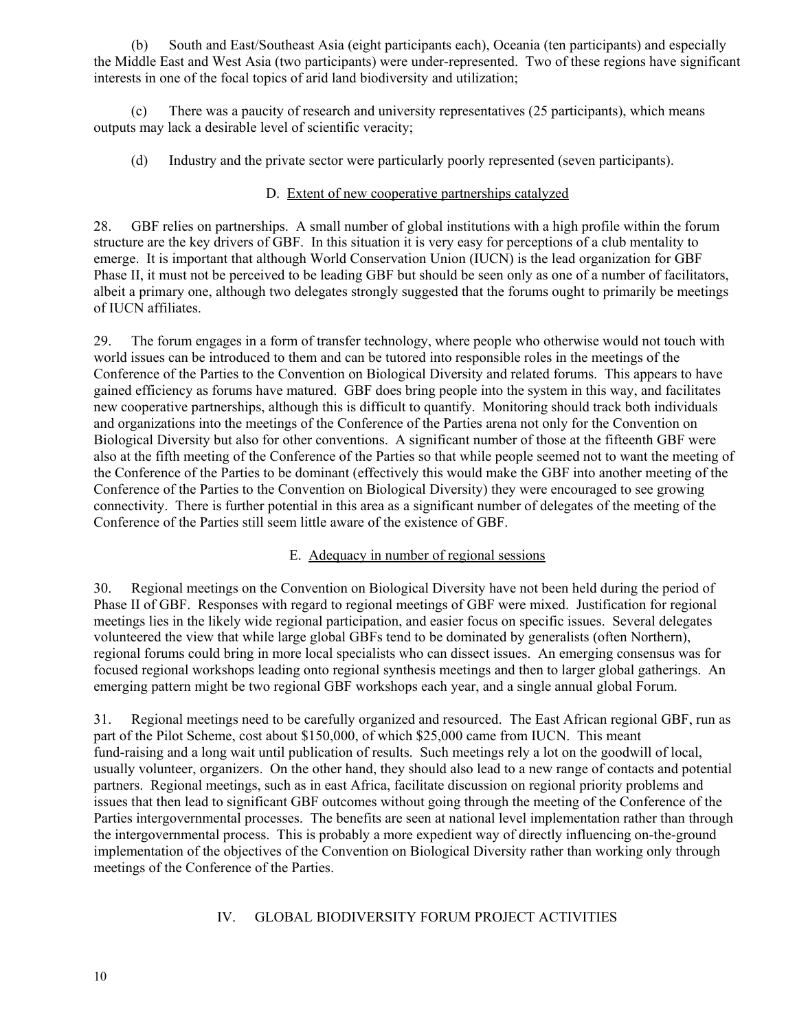(b) South and East/Southeast Asia (eight participants each), Oceania (ten participants) and especially the Middle East and West Asia (two participants) were under-represented. Two of these regions have significant interests in one of the focal topics of arid land biodiversity and utilization;

(c) There was a paucity of research and university representatives (25 participants), which means outputs may lack a desirable level of scientific veracity;

(d) Industry and the private sector were particularly poorly represented (seven participants).

### D. Extent of new cooperative partnerships catalyzed

28. GBF relies on partnerships. A small number of global institutions with a high profile within the forum structure are the key drivers of GBF. In this situation it is very easy for perceptions of a club mentality to emerge. It is important that although World Conservation Union (IUCN) is the lead organization for GBF Phase II, it must not be perceived to be leading GBF but should be seen only as one of a number of facilitators, albeit a primary one, although two delegates strongly suggested that the forums ought to primarily be meetings of IUCN affiliates.

29. The forum engages in a form of transfer technology, where people who otherwise would not touch with world issues can be introduced to them and can be tutored into responsible roles in the meetings of the Conference of the Parties to the Convention on Biological Diversity and related forums. This appears to have gained efficiency as forums have matured. GBF does bring people into the system in this way, and facilitates new cooperative partnerships, although this is difficult to quantify. Monitoring should track both individuals and organizations into the meetings of the Conference of the Parties arena not only for the Convention on Biological Diversity but also for other conventions. A significant number of those at the fifteenth GBF were also at the fifth meeting of the Conference of the Parties so that while people seemed not to want the meeting of the Conference of the Parties to be dominant (effectively this would make the GBF into another meeting of the Conference of the Parties to the Convention on Biological Diversity) they were encouraged to see growing connectivity. There is further potential in this area as a significant number of delegates of the meeting of the Conference of the Parties still seem little aware of the existence of GBF.

### E. Adequacy in number of regional sessions

30. Regional meetings on the Convention on Biological Diversity have not been held during the period of Phase II of GBF. Responses with regard to regional meetings of GBF were mixed. Justification for regional meetings lies in the likely wide regional participation, and easier focus on specific issues. Several delegates volunteered the view that while large global GBFs tend to be dominated by generalists (often Northern), regional forums could bring in more local specialists who can dissect issues. An emerging consensus was for focused regional workshops leading onto regional synthesis meetings and then to larger global gatherings. An emerging pattern might be two regional GBF workshops each year, and a single annual global Forum.

31. Regional meetings need to be carefully organized and resourced. The East African regional GBF, run as part of the Pilot Scheme, cost about $150,000, of which $25,000 came from IUCN. This meant fund-raising and a long wait until publication of results. Such meetings rely a lot on the goodwill of local, usually volunteer, organizers. On the other hand, they should also lead to a new range of contacts and potential partners. Regional meetings, such as in east Africa, facilitate discussion on regional priority problems and issues that then lead to significant GBF outcomes without going through the meeting of the Conference of the Parties intergovernmental processes. The benefits are seen at national level implementation rather than through the intergovernmental process. This is probably a more expedient way of directly influencing on-the-ground implementation of the objectives of the Convention on Biological Diversity rather than working only through meetings of the Conference of the Parties.

## IV. GLOBAL BIODIVERSITY FORUM PROJECT ACTIVITIES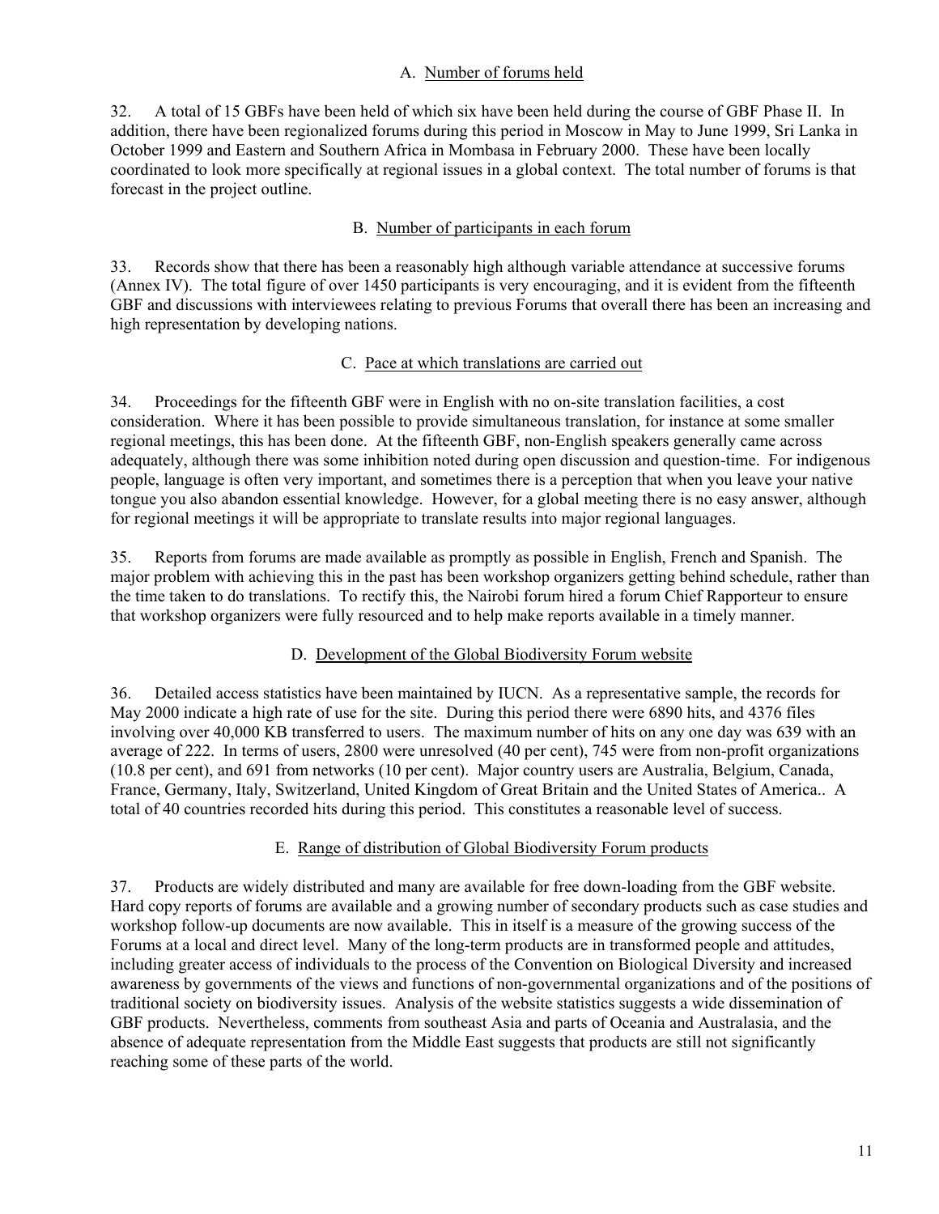### A. Number of forums held

32. A total of 15 GBFs have been held of which six have been held during the course of GBF Phase II. In addition, there have been regionalized forums during this period in Moscow in May to June 1999, Sri Lanka in October 1999 and Eastern and Southern Africa in Mombasa in February 2000. These have been locally coordinated to look more specifically at regional issues in a global context. The total number of forums is that forecast in the project outline.

### B. Number of participants in each forum

33. Records show that there has been a reasonably high although variable attendance at successive forums (Annex IV). The total figure of over 1450 participants is very encouraging, and it is evident from the fifteenth GBF and discussions with interviewees relating to previous Forums that overall there has been an increasing and high representation by developing nations.

### C. Pace at which translations are carried out

34. Proceedings for the fifteenth GBF were in English with no on-site translation facilities, a cost consideration. Where it has been possible to provide simultaneous translation, for instance at some smaller regional meetings, this has been done. At the fifteenth GBF, non-English speakers generally came across adequately, although there was some inhibition noted during open discussion and question-time. For indigenous people, language is often very important, and sometimes there is a perception that when you leave your native tongue you also abandon essential knowledge. However, for a global meeting there is no easy answer, although for regional meetings it will be appropriate to translate results into major regional languages.

35. Reports from forums are made available as promptly as possible in English, French and Spanish. The major problem with achieving this in the past has been workshop organizers getting behind schedule, rather than the time taken to do translations. To rectify this, the Nairobi forum hired a forum Chief Rapporteur to ensure that workshop organizers were fully resourced and to help make reports available in a timely manner.

### D. Development of the Global Biodiversity Forum website

36. Detailed access statistics have been maintained by IUCN. As a representative sample, the records for May 2000 indicate a high rate of use for the site. During this period there were 6890 hits, and 4376 files involving over 40,000 KB transferred to users. The maximum number of hits on any one day was 639 with an average of 222. In terms of users, 2800 were unresolved (40 per cent), 745 were from non-profit organizations (10.8 per cent), and 691 from networks (10 per cent). Major country users are Australia, Belgium, Canada, France, Germany, Italy, Switzerland, United Kingdom of Great Britain and the United States of America.. A total of 40 countries recorded hits during this period. This constitutes a reasonable level of success.

### E. Range of distribution of Global Biodiversity Forum products

37. Products are widely distributed and many are available for free down-loading from the GBF website. Hard copy reports of forums are available and a growing number of secondary products such as case studies and workshop follow-up documents are now available. This in itself is a measure of the growing success of the Forums at a local and direct level. Many of the long-term products are in transformed people and attitudes, including greater access of individuals to the process of the Convention on Biological Diversity and increased awareness by governments of the views and functions of non-governmental organizations and of the positions of traditional society on biodiversity issues. Analysis of the website statistics suggests a wide dissemination of GBF products. Nevertheless, comments from southeast Asia and parts of Oceania and Australasia, and the absence of adequate representation from the Middle East suggests that products are still not significantly reaching some of these parts of the world.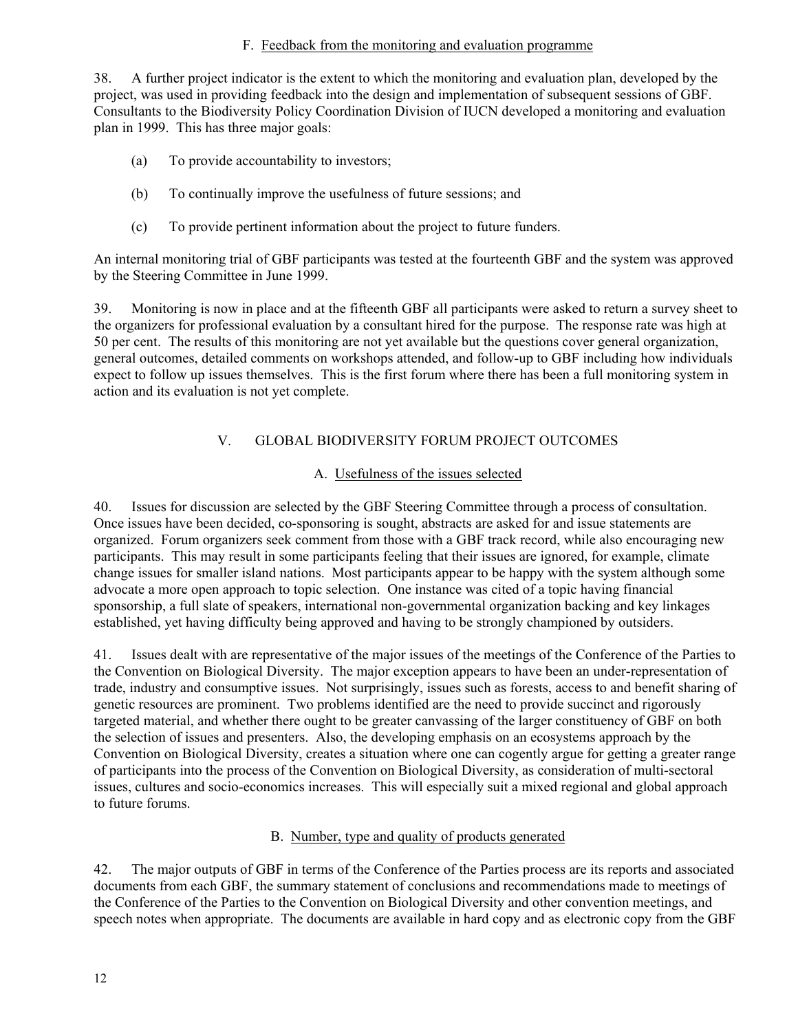### F. Feedback from the monitoring and evaluation programme

38. A further project indicator is the extent to which the monitoring and evaluation plan, developed by the project, was used in providing feedback into the design and implementation of subsequent sessions of GBF. Consultants to the Biodiversity Policy Coordination Division of IUCN developed a monitoring and evaluation plan in 1999. This has three major goals:

(a) To provide accountability to investors;

(b) To continually improve the usefulness of future sessions; and

(c) To provide pertinent information about the project to future funders.

An internal monitoring trial of GBF participants was tested at the fourteenth GBF and the system was approved by the Steering Committee in June 1999.

39. Monitoring is now in place and at the fifteenth GBF all participants were asked to return a survey sheet to the organizers for professional evaluation by a consultant hired for the purpose. The response rate was high at 50 per cent. The results of this monitoring are not yet available but the questions cover general organization, general outcomes, detailed comments on workshops attended, and follow-up to GBF including how individuals expect to follow up issues themselves. This is the first forum where there has been a full monitoring system in action and its evaluation is not yet complete.

## V. GLOBAL BIODIVERSITY FORUM PROJECT OUTCOMES

### A. Usefulness of the issues selected

40. Issues for discussion are selected by the GBF Steering Committee through a process of consultation. Once issues have been decided, co-sponsoring is sought, abstracts are asked for and issue statements are organized. Forum organizers seek comment from those with a GBF track record, while also encouraging new participants. This may result in some participants feeling that their issues are ignored, for example, climate change issues for smaller island nations. Most participants appear to be happy with the system although some advocate a more open approach to topic selection. One instance was cited of a topic having financial sponsorship, a full slate of speakers, international non-governmental organization backing and key linkages established, yet having difficulty being approved and having to be strongly championed by outsiders.

41. Issues dealt with are representative of the major issues of the meetings of the Conference of the Parties to the Convention on Biological Diversity. The major exception appears to have been an under-representation of trade, industry and consumptive issues. Not surprisingly, issues such as forests, access to and benefit sharing of genetic resources are prominent. Two problems identified are the need to provide succinct and rigorously targeted material, and whether there ought to be greater canvassing of the larger constituency of GBF on both the selection of issues and presenters. Also, the developing emphasis on an ecosystems approach by the Convention on Biological Diversity, creates a situation where one can cogently argue for getting a greater range of participants into the process of the Convention on Biological Diversity, as consideration of multi-sectoral issues, cultures and socio-economics increases. This will especially suit a mixed regional and global approach to future forums.

### B. Number, type and quality of products generated

42. The major outputs of GBF in terms of the Conference of the Parties process are its reports and associated documents from each GBF, the summary statement of conclusions and recommendations made to meetings of the Conference of the Parties to the Convention on Biological Diversity and other convention meetings, and speech notes when appropriate. The documents are available in hard copy and as electronic copy from the GBF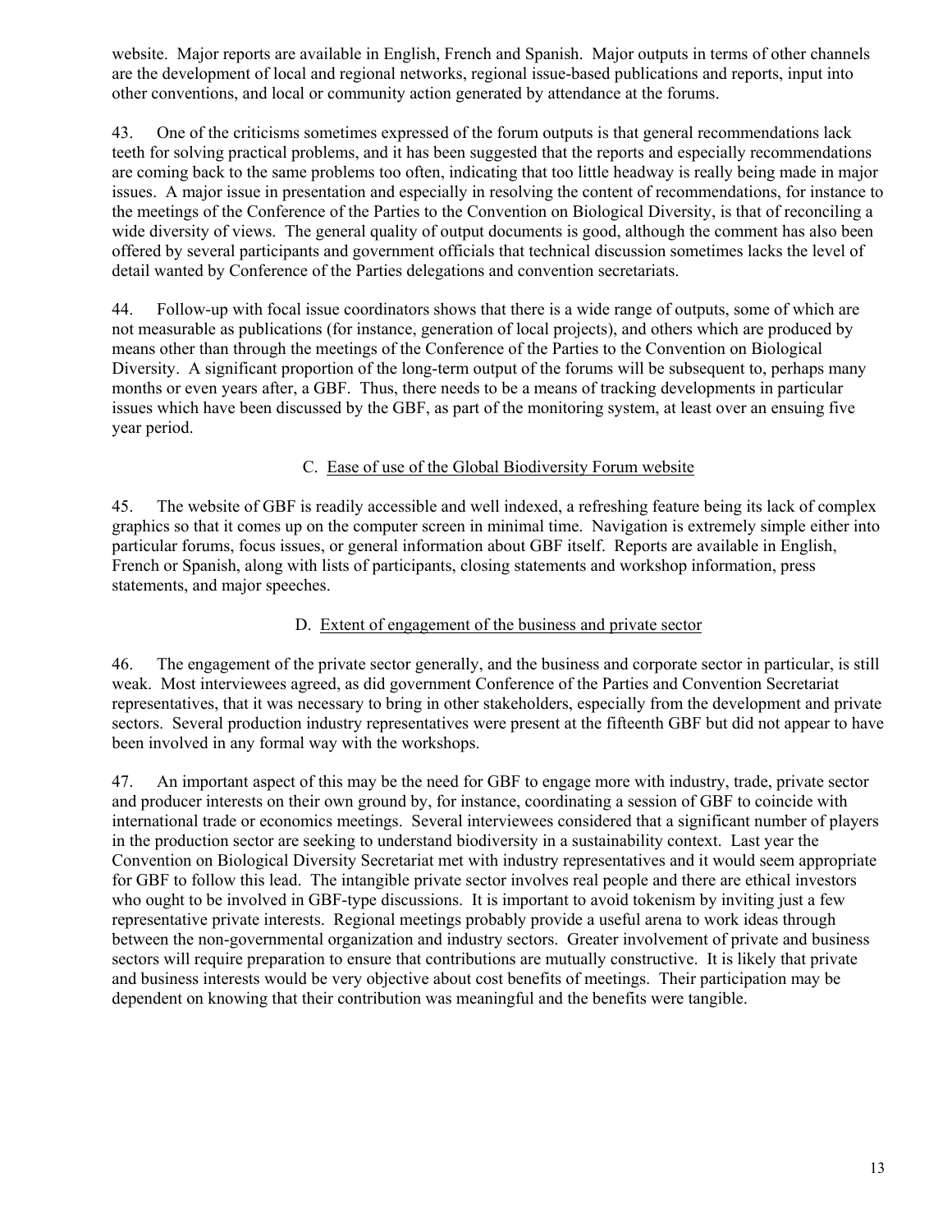website. Major reports are available in English, French and Spanish. Major outputs in terms of other channels are the development of local and regional networks, regional issue-based publications and reports, input into other conventions, and local or community action generated by attendance at the forums.

43. One of the criticisms sometimes expressed of the forum outputs is that general recommendations lack teeth for solving practical problems, and it has been suggested that the reports and especially recommendations are coming back to the same problems too often, indicating that too little headway is really being made in major issues. A major issue in presentation and especially in resolving the content of recommendations, for instance to the meetings of the Conference of the Parties to the Convention on Biological Diversity, is that of reconciling a wide diversity of views. The general quality of output documents is good, although the comment has also been offered by several participants and government officials that technical discussion sometimes lacks the level of detail wanted by Conference of the Parties delegations and convention secretariats.

44. Follow-up with focal issue coordinators shows that there is a wide range of outputs, some of which are not measurable as publications (for instance, generation of local projects), and others which are produced by means other than through the meetings of the Conference of the Parties to the Convention on Biological Diversity. A significant proportion of the long-term output of the forums will be subsequent to, perhaps many months or even years after, a GBF. Thus, there needs to be a means of tracking developments in particular issues which have been discussed by the GBF, as part of the monitoring system, at least over an ensuing five year period.

### C. Ease of use of the Global Biodiversity Forum website

45. The website of GBF is readily accessible and well indexed, a refreshing feature being its lack of complex graphics so that it comes up on the computer screen in minimal time. Navigation is extremely simple either into particular forums, focus issues, or general information about GBF itself. Reports are available in English, French or Spanish, along with lists of participants, closing statements and workshop information, press statements, and major speeches.

### D. Extent of engagement of the business and private sector

46. The engagement of the private sector generally, and the business and corporate sector in particular, is still weak. Most interviewees agreed, as did government Conference of the Parties and Convention Secretariat representatives, that it was necessary to bring in other stakeholders, especially from the development and private sectors. Several production industry representatives were present at the fifteenth GBF but did not appear to have been involved in any formal way with the workshops.

47. An important aspect of this may be the need for GBF to engage more with industry, trade, private sector and producer interests on their own ground by, for instance, coordinating a session of GBF to coincide with international trade or economics meetings. Several interviewees considered that a significant number of players in the production sector are seeking to understand biodiversity in a sustainability context. Last year the Convention on Biological Diversity Secretariat met with industry representatives and it would seem appropriate for GBF to follow this lead. The intangible private sector involves real people and there are ethical investors who ought to be involved in GBF-type discussions. It is important to avoid tokenism by inviting just a few representative private interests. Regional meetings probably provide a useful arena to work ideas through between the non-governmental organization and industry sectors. Greater involvement of private and business sectors will require preparation to ensure that contributions are mutually constructive. It is likely that private and business interests would be very objective about cost benefits of meetings. Their participation may be dependent on knowing that their contribution was meaningful and the benefits were tangible.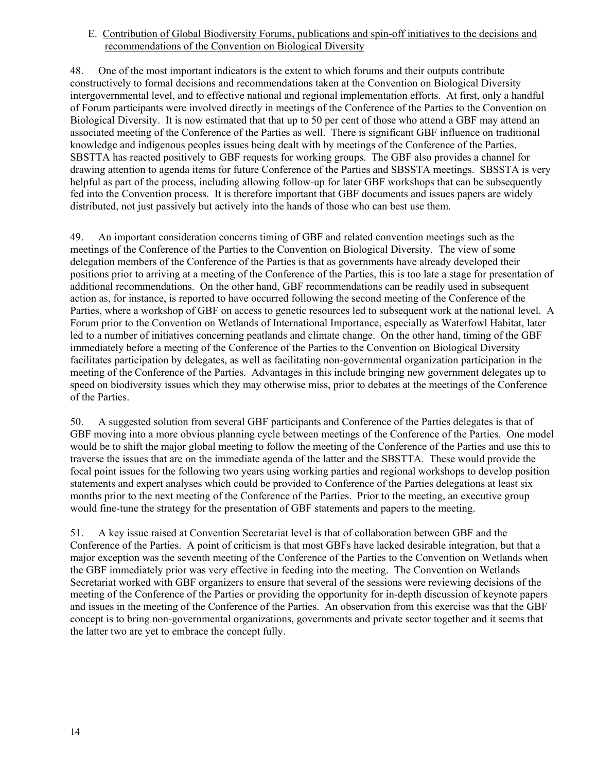### E. Contribution of Global Biodiversity Forums, publications and spin-off initiatives to the decisions and recommendations of the Convention on Biological Diversity

48. One of the most important indicators is the extent to which forums and their outputs contribute constructively to formal decisions and recommendations taken at the Convention on Biological Diversity intergovernmental level, and to effective national and regional implementation efforts. At first, only a handful of Forum participants were involved directly in meetings of the Conference of the Parties to the Convention on Biological Diversity. It is now estimated that that up to 50 per cent of those who attend a GBF may attend an associated meeting of the Conference of the Parties as well. There is significant GBF influence on traditional knowledge and indigenous peoples issues being dealt with by meetings of the Conference of the Parties. SBSTTA has reacted positively to GBF requests for working groups. The GBF also provides a channel for drawing attention to agenda items for future Conference of the Parties and SBSSTA meetings. SBSSTA is very helpful as part of the process, including allowing follow-up for later GBF workshops that can be subsequently fed into the Convention process. It is therefore important that GBF documents and issues papers are widely distributed, not just passively but actively into the hands of those who can best use them.

49. An important consideration concerns timing of GBF and related convention meetings such as the meetings of the Conference of the Parties to the Convention on Biological Diversity. The view of some delegation members of the Conference of the Parties is that as governments have already developed their positions prior to arriving at a meeting of the Conference of the Parties, this is too late a stage for presentation of additional recommendations. On the other hand, GBF recommendations can be readily used in subsequent action as, for instance, is reported to have occurred following the second meeting of the Conference of the Parties, where a workshop of GBF on access to genetic resources led to subsequent work at the national level. A Forum prior to the Convention on Wetlands of International Importance, especially as Waterfowl Habitat, later led to a number of initiatives concerning peatlands and climate change. On the other hand, timing of the GBF immediately before a meeting of the Conference of the Parties to the Convention on Biological Diversity facilitates participation by delegates, as well as facilitating non-governmental organization participation in the meeting of the Conference of the Parties. Advantages in this include bringing new government delegates up to speed on biodiversity issues which they may otherwise miss, prior to debates at the meetings of the Conference of the Parties.

50. A suggested solution from several GBF participants and Conference of the Parties delegates is that of GBF moving into a more obvious planning cycle between meetings of the Conference of the Parties. One model would be to shift the major global meeting to follow the meeting of the Conference of the Parties and use this to traverse the issues that are on the immediate agenda of the latter and the SBSTTA. These would provide the focal point issues for the following two years using working parties and regional workshops to develop position statements and expert analyses which could be provided to Conference of the Parties delegations at least six months prior to the next meeting of the Conference of the Parties. Prior to the meeting, an executive group would fine-tune the strategy for the presentation of GBF statements and papers to the meeting.

51. A key issue raised at Convention Secretariat level is that of collaboration between GBF and the Conference of the Parties. A point of criticism is that most GBFs have lacked desirable integration, but that a major exception was the seventh meeting of the Conference of the Parties to the Convention on Wetlands when the GBF immediately prior was very effective in feeding into the meeting. The Convention on Wetlands Secretariat worked with GBF organizers to ensure that several of the sessions were reviewing decisions of the meeting of the Conference of the Parties or providing the opportunity for in-depth discussion of keynote papers and issues in the meeting of the Conference of the Parties. An observation from this exercise was that the GBF concept is to bring non-governmental organizations, governments and private sector together and it seems that the latter two are yet to embrace the concept fully.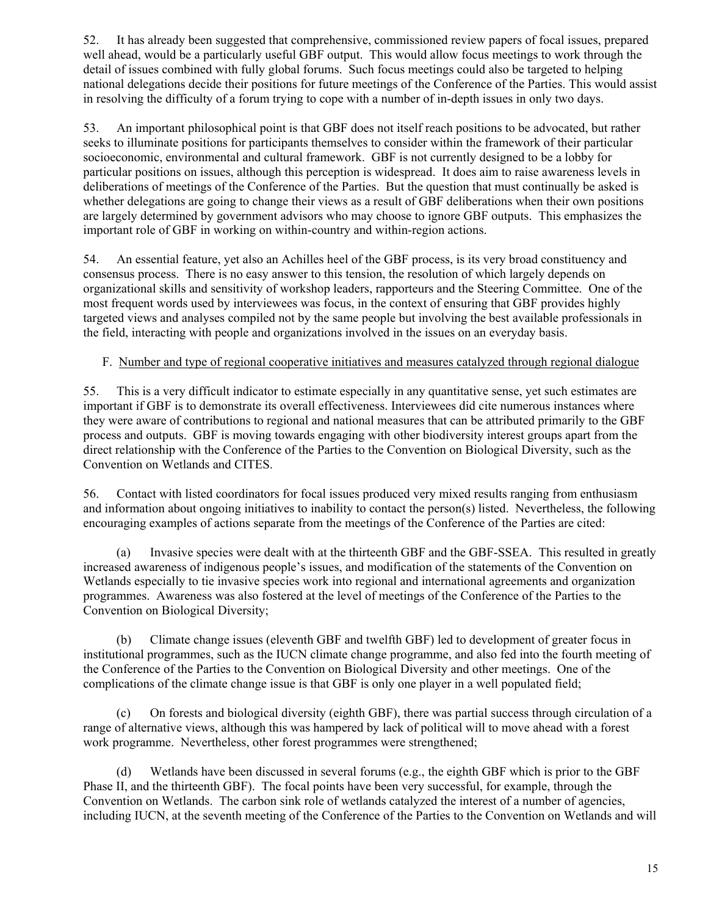52. It has already been suggested that comprehensive, commissioned review papers of focal issues, prepared well ahead, would be a particularly useful GBF output. This would allow focus meetings to work through the detail of issues combined with fully global forums. Such focus meetings could also be targeted to helping national delegations decide their positions for future meetings of the Conference of the Parties. This would assist in resolving the difficulty of a forum trying to cope with a number of in-depth issues in only two days.

53. An important philosophical point is that GBF does not itself reach positions to be advocated, but rather seeks to illuminate positions for participants themselves to consider within the framework of their particular socioeconomic, environmental and cultural framework. GBF is not currently designed to be a lobby for particular positions on issues, although this perception is widespread. It does aim to raise awareness levels in deliberations of meetings of the Conference of the Parties. But the question that must continually be asked is whether delegations are going to change their views as a result of GBF deliberations when their own positions are largely determined by government advisors who may choose to ignore GBF outputs. This emphasizes the important role of GBF in working on within-country and within-region actions.

54. An essential feature, yet also an Achilles heel of the GBF process, is its very broad constituency and consensus process. There is no easy answer to this tension, the resolution of which largely depends on organizational skills and sensitivity of workshop leaders, rapporteurs and the Steering Committee. One of the most frequent words used by interviewees was focus, in the context of ensuring that GBF provides highly targeted views and analyses compiled not by the same people but involving the best available professionals in the field, interacting with people and organizations involved in the issues on an everyday basis.

### F. Number and type of regional cooperative initiatives and measures catalyzed through regional dialogue

55. This is a very difficult indicator to estimate especially in any quantitative sense, yet such estimates are important if GBF is to demonstrate its overall effectiveness. Interviewees did cite numerous instances where they were aware of contributions to regional and national measures that can be attributed primarily to the GBF process and outputs. GBF is moving towards engaging with other biodiversity interest groups apart from the direct relationship with the Conference of the Parties to the Convention on Biological Diversity, such as the Convention on Wetlands and CITES.

56. Contact with listed coordinators for focal issues produced very mixed results ranging from enthusiasm and information about ongoing initiatives to inability to contact the person(s) listed. Nevertheless, the following encouraging examples of actions separate from the meetings of the Conference of the Parties are cited:

(a) Invasive species were dealt with at the thirteenth GBF and the GBF-SSEA. This resulted in greatly increased awareness of indigenous people's issues, and modification of the statements of the Convention on Wetlands especially to tie invasive species work into regional and international agreements and organization programmes. Awareness was also fostered at the level of meetings of the Conference of the Parties to the Convention on Biological Diversity;

(b) Climate change issues (eleventh GBF and twelfth GBF) led to development of greater focus in institutional programmes, such as the IUCN climate change programme, and also fed into the fourth meeting of the Conference of the Parties to the Convention on Biological Diversity and other meetings. One of the complications of the climate change issue is that GBF is only one player in a well populated field;

(c) On forests and biological diversity (eighth GBF), there was partial success through circulation of a range of alternative views, although this was hampered by lack of political will to move ahead with a forest work programme. Nevertheless, other forest programmes were strengthened;

(d) Wetlands have been discussed in several forums (e.g., the eighth GBF which is prior to the GBF Phase II, and the thirteenth GBF). The focal points have been very successful, for example, through the Convention on Wetlands. The carbon sink role of wetlands catalyzed the interest of a number of agencies, including IUCN, at the seventh meeting of the Conference of the Parties to the Convention on Wetlands and will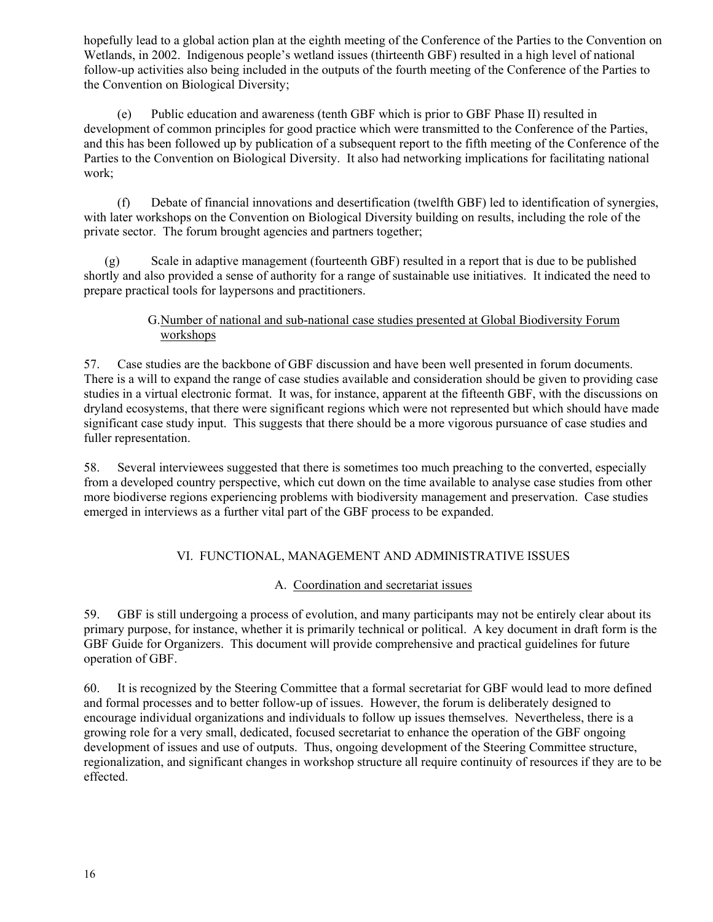hopefully lead to a global action plan at the eighth meeting of the Conference of the Parties to the Convention on Wetlands, in 2002. Indigenous people's wetland issues (thirteenth GBF) resulted in a high level of national follow-up activities also being included in the outputs of the fourth meeting of the Conference of the Parties to the Convention on Biological Diversity;

(e) Public education and awareness (tenth GBF which is prior to GBF Phase II) resulted in development of common principles for good practice which were transmitted to the Conference of the Parties, and this has been followed up by publication of a subsequent report to the fifth meeting of the Conference of the Parties to the Convention on Biological Diversity. It also had networking implications for facilitating national work;

(f) Debate of financial innovations and desertification (twelfth GBF) led to identification of synergies, with later workshops on the Convention on Biological Diversity building on results, including the role of the private sector. The forum brought agencies and partners together;

(g) Scale in adaptive management (fourteenth GBF) resulted in a report that is due to be published shortly and also provided a sense of authority for a range of sustainable use initiatives. It indicated the need to prepare practical tools for laypersons and practitioners.

### G. Number of national and sub-national case studies presented at Global Biodiversity Forum workshops

57. Case studies are the backbone of GBF discussion and have been well presented in forum documents. There is a will to expand the range of case studies available and consideration should be given to providing case studies in a virtual electronic format. It was, for instance, apparent at the fifteenth GBF, with the discussions on dryland ecosystems, that there were significant regions which were not represented but which should have made significant case study input. This suggests that there should be a more vigorous pursuance of case studies and fuller representation.

58. Several interviewees suggested that there is sometimes too much preaching to the converted, especially from a developed country perspective, which cut down on the time available to analyse case studies from other more biodiverse regions experiencing problems with biodiversity management and preservation. Case studies emerged in interviews as a further vital part of the GBF process to be expanded.

## VI. FUNCTIONAL, MANAGEMENT AND ADMINISTRATIVE ISSUES

### A. Coordination and secretariat issues

59. GBF is still undergoing a process of evolution, and many participants may not be entirely clear about its primary purpose, for instance, whether it is primarily technical or political. A key document in draft form is the GBF Guide for Organizers. This document will provide comprehensive and practical guidelines for future operation of GBF.

60. It is recognized by the Steering Committee that a formal secretariat for GBF would lead to more defined and formal processes and to better follow-up of issues. However, the forum is deliberately designed to encourage individual organizations and individuals to follow up issues themselves. Nevertheless, there is a growing role for a very small, dedicated, focused secretariat to enhance the operation of the GBF ongoing development of issues and use of outputs. Thus, ongoing development of the Steering Committee structure, regionalization, and significant changes in workshop structure all require continuity of resources if they are to be effected.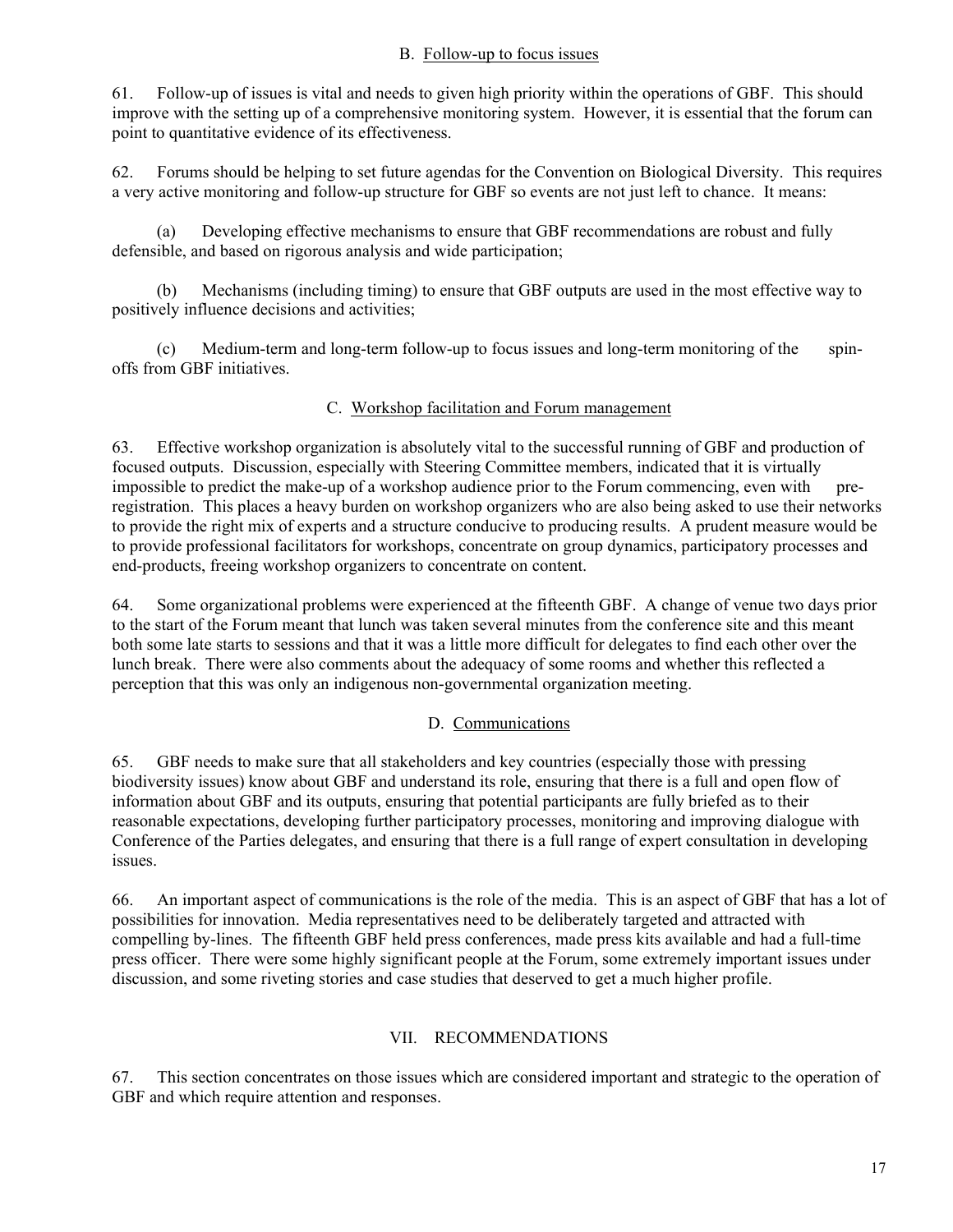### B. Follow-up to focus issues

61. Follow-up of issues is vital and needs to given high priority within the operations of GBF. This should improve with the setting up of a comprehensive monitoring system. However, it is essential that the forum can point to quantitative evidence of its effectiveness.

62. Forums should be helping to set future agendas for the Convention on Biological Diversity. This requires a very active monitoring and follow-up structure for GBF so events are not just left to chance. It means:

(a) Developing effective mechanisms to ensure that GBF recommendations are robust and fully defensible, and based on rigorous analysis and wide participation;

(b) Mechanisms (including timing) to ensure that GBF outputs are used in the most effective way to positively influence decisions and activities;

(c) Medium-term and long-term follow-up to focus issues and long-term monitoring of the spin-offs from GBF initiatives.

### C. Workshop facilitation and Forum management

63. Effective workshop organization is absolutely vital to the successful running of GBF and production of focused outputs. Discussion, especially with Steering Committee members, indicated that it is virtually impossible to predict the make-up of a workshop audience prior to the Forum commencing, even with pre-registration. This places a heavy burden on workshop organizers who are also being asked to use their networks to provide the right mix of experts and a structure conducive to producing results. A prudent measure would be to provide professional facilitators for workshops, concentrate on group dynamics, participatory processes and end-products, freeing workshop organizers to concentrate on content.

64. Some organizational problems were experienced at the fifteenth GBF. A change of venue two days prior to the start of the Forum meant that lunch was taken several minutes from the conference site and this meant both some late starts to sessions and that it was a little more difficult for delegates to find each other over the lunch break. There were also comments about the adequacy of some rooms and whether this reflected a perception that this was only an indigenous non-governmental organization meeting.

### D. Communications

65. GBF needs to make sure that all stakeholders and key countries (especially those with pressing biodiversity issues) know about GBF and understand its role, ensuring that there is a full and open flow of information about GBF and its outputs, ensuring that potential participants are fully briefed as to their reasonable expectations, developing further participatory processes, monitoring and improving dialogue with Conference of the Parties delegates, and ensuring that there is a full range of expert consultation in developing issues.

66. An important aspect of communications is the role of the media. This is an aspect of GBF that has a lot of possibilities for innovation. Media representatives need to be deliberately targeted and attracted with compelling by-lines. The fifteenth GBF held press conferences, made press kits available and had a full-time press officer. There were some highly significant people at the Forum, some extremely important issues under discussion, and some riveting stories and case studies that deserved to get a much higher profile.

## VII. RECOMMENDATIONS

67. This section concentrates on those issues which are considered important and strategic to the operation of GBF and which require attention and responses.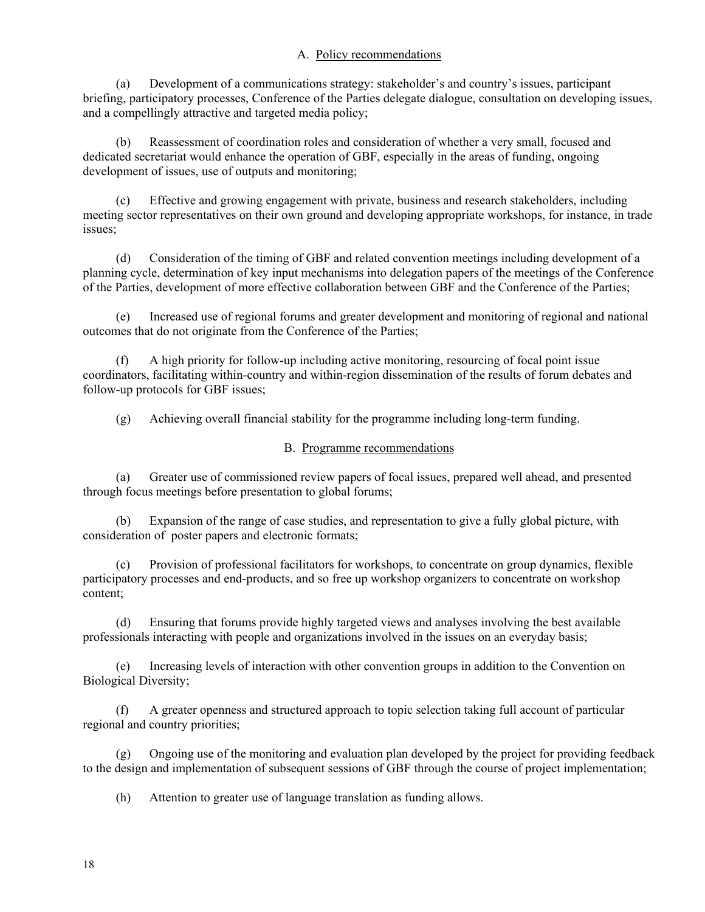## A. Policy recommendations

(a) Development of a communications strategy: stakeholder's and country's issues, participant briefing, participatory processes, Conference of the Parties delegate dialogue, consultation on developing issues, and a compellingly attractive and targeted media policy;

(b) Reassessment of coordination roles and consideration of whether a very small, focused and dedicated secretariat would enhance the operation of GBF, especially in the areas of funding, ongoing development of issues, use of outputs and monitoring;

(c) Effective and growing engagement with private, business and research stakeholders, including meeting sector representatives on their own ground and developing appropriate workshops, for instance, in trade issues;

(d) Consideration of the timing of GBF and related convention meetings including development of a planning cycle, determination of key input mechanisms into delegation papers of the meetings of the Conference of the Parties, development of more effective collaboration between GBF and the Conference of the Parties;

(e) Increased use of regional forums and greater development and monitoring of regional and national outcomes that do not originate from the Conference of the Parties;

(f) A high priority for follow-up including active monitoring, resourcing of focal point issue coordinators, facilitating within-country and within-region dissemination of the results of forum debates and follow-up protocols for GBF issues;

(g) Achieving overall financial stability for the programme including long-term funding.

## B. Programme recommendations

(a) Greater use of commissioned review papers of focal issues, prepared well ahead, and presented through focus meetings before presentation to global forums;

(b) Expansion of the range of case studies, and representation to give a fully global picture, with consideration of poster papers and electronic formats;

(c) Provision of professional facilitators for workshops, to concentrate on group dynamics, flexible participatory processes and end-products, and so free up workshop organizers to concentrate on workshop content;

(d) Ensuring that forums provide highly targeted views and analyses involving the best available professionals interacting with people and organizations involved in the issues on an everyday basis;

(e) Increasing levels of interaction with other convention groups in addition to the Convention on Biological Diversity;

(f) A greater openness and structured approach to topic selection taking full account of particular regional and country priorities;

(g) Ongoing use of the monitoring and evaluation plan developed by the project for providing feedback to the design and implementation of subsequent sessions of GBF through the course of project implementation;

(h) Attention to greater use of language translation as funding allows.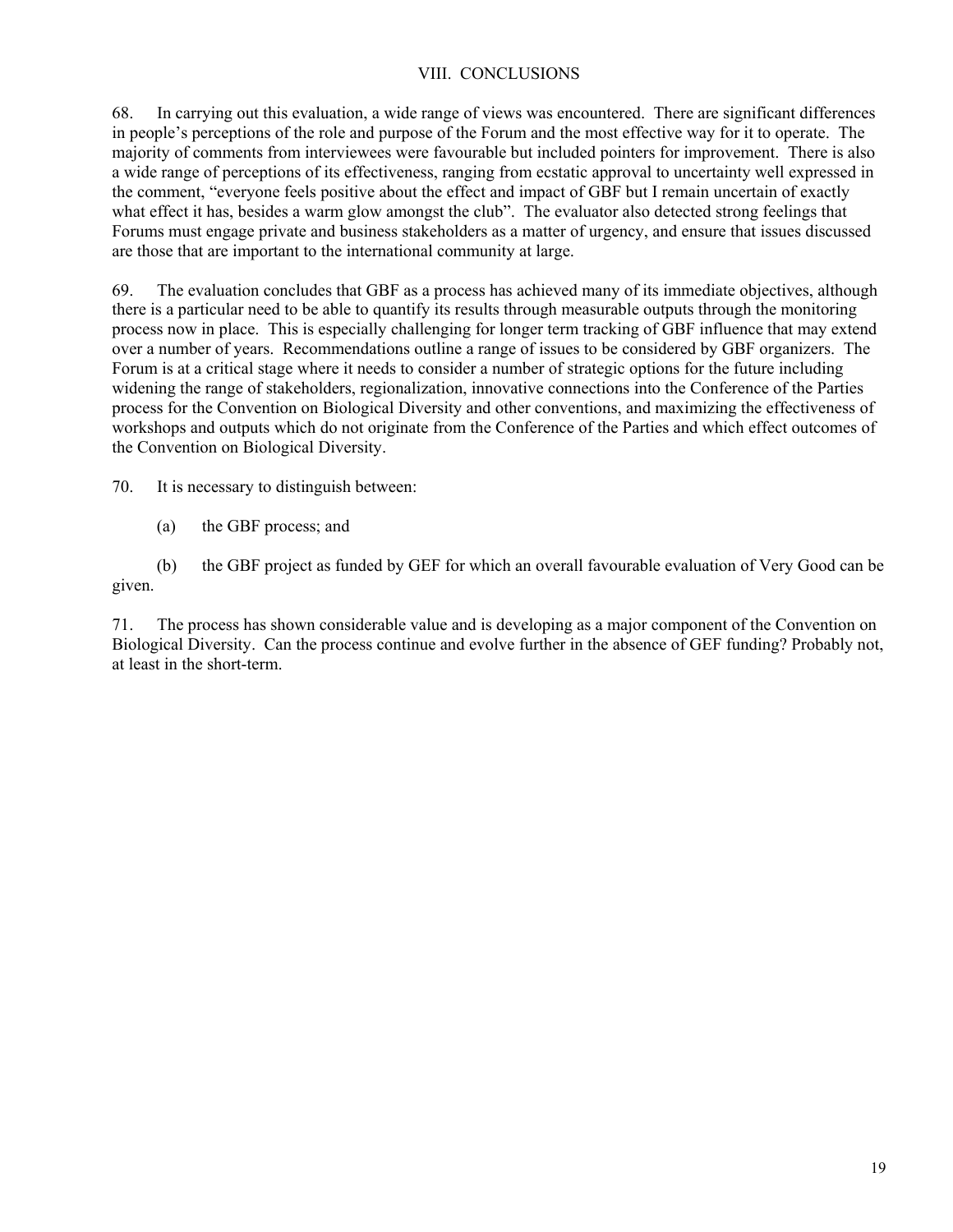## VIII. CONCLUSIONS

68. In carrying out this evaluation, a wide range of views was encountered. There are significant differences in people's perceptions of the role and purpose of the Forum and the most effective way for it to operate. The majority of comments from interviewees were favourable but included pointers for improvement. There is also a wide range of perceptions of its effectiveness, ranging from ecstatic approval to uncertainty well expressed in the comment, "everyone feels positive about the effect and impact of GBF but I remain uncertain of exactly what effect it has, besides a warm glow amongst the club". The evaluator also detected strong feelings that Forums must engage private and business stakeholders as a matter of urgency, and ensure that issues discussed are those that are important to the international community at large.

69. The evaluation concludes that GBF as a process has achieved many of its immediate objectives, although there is a particular need to be able to quantify its results through measurable outputs through the monitoring process now in place. This is especially challenging for longer term tracking of GBF influence that may extend over a number of years. Recommendations outline a range of issues to be considered by GBF organizers. The Forum is at a critical stage where it needs to consider a number of strategic options for the future including widening the range of stakeholders, regionalization, innovative connections into the Conference of the Parties process for the Convention on Biological Diversity and other conventions, and maximizing the effectiveness of workshops and outputs which do not originate from the Conference of the Parties and which effect outcomes of the Convention on Biological Diversity.

70. It is necessary to distinguish between:

(a) the GBF process; and

(b) the GBF project as funded by GEF for which an overall favourable evaluation of Very Good can be given.

71. The process has shown considerable value and is developing as a major component of the Convention on Biological Diversity. Can the process continue and evolve further in the absence of GEF funding? Probably not, at least in the short-term.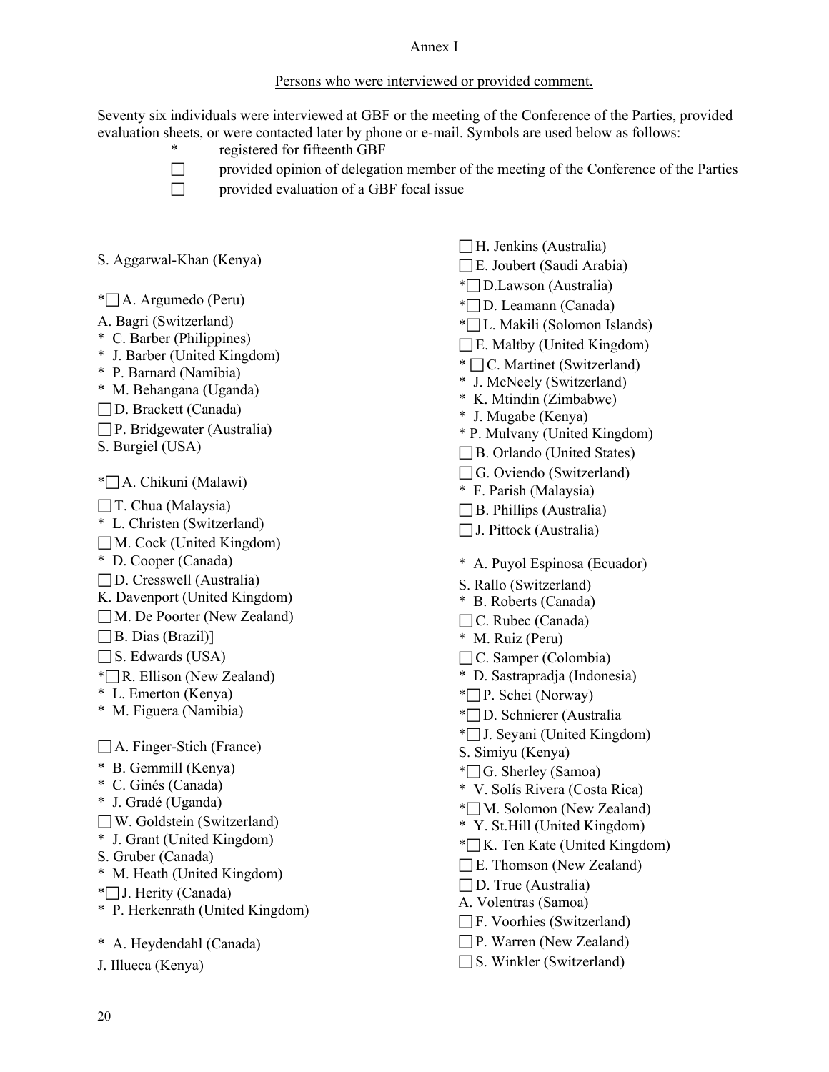Annex I

Persons who were interviewed or provided comment.

Seventy six individuals were interviewed at GBF or the meeting of the Conference of the Parties, provided evaluation sheets, or were contacted later by phone or e-mail. Symbols are used below as follows:

- * registered for fifteenth GBF
- □ provided opinion of delegation member of the meeting of the Conference of the Parties
- □ provided evaluation of a GBF focal issue

S. Aggarwal-Khan (Kenya)

*□ A. Argumedo (Peru)
A. Bagri (Switzerland)
* C. Barber (Philippines)
* J. Barber (United Kingdom)
* P. Barnard (Namibia)
* M. Behangana (Uganda)
□ D. Brackett (Canada)
□ P. Bridgewater (Australia)
S. Burgiel (USA)

*□ A. Chikuni (Malawi)
□ T. Chua (Malaysia)
* L. Christen (Switzerland)
□ M. Cock (United Kingdom)
* D. Cooper (Canada)
□ D. Cresswell (Australia)
K. Davenport (United Kingdom)
□ M. De Poorter (New Zealand)
□ B. Dias (Brazil)]
□ S. Edwards (USA)
*□ R. Ellison (New Zealand)
* L. Emerton (Kenya)
* M. Figuera (Namibia)

□ A. Finger-Stich (France)
* B. Gemmill (Kenya)
* C. Ginés (Canada)
* J. Gradé (Uganda)
□ W. Goldstein (Switzerland)
* J. Grant (United Kingdom)
S. Gruber (Canada)
* M. Heath (United Kingdom)
*□ J. Herity (Canada)
* P. Herkenrath (United Kingdom)

* A. Heydendahl (Canada)
J. Illueca (Kenya)

□ H. Jenkins (Australia)
□ E. Joubert (Saudi Arabia)
*□ D.Lawson (Australia)
*□ D. Leamann (Canada)
*□ L. Makili (Solomon Islands)
□ E. Maltby (United Kingdom)
* □ C. Martinet (Switzerland)
* J. McNeely (Switzerland)
* K. Mtindin (Zimbabwe)
* J. Mugabe (Kenya)
* P. Mulvany (United Kingdom)
□ B. Orlando (United States)
□ G. Oviendo (Switzerland)
* F. Parish (Malaysia)
□ B. Phillips (Australia)
□ J. Pittock (Australia)

* A. Puyol Espinosa (Ecuador)
S. Rallo (Switzerland)
* B. Roberts (Canada)
□ C. Rubec (Canada)
* M. Ruiz (Peru)
□ C. Samper (Colombia)
* D. Sastrapradja (Indonesia)
*□ P. Schei (Norway)
*□ D. Schnierer (Australia
*□ J. Seyani (United Kingdom)
S. Simiyu (Kenya)
*□ G. Sherley (Samoa)
* V. Solís Rivera (Costa Rica)
*□ M. Solomon (New Zealand)
* Y. St.Hill (United Kingdom)
*□ K. Ten Kate (United Kingdom)
□ E. Thomson (New Zealand)
□ D. True (Australia)
A. Volentras (Samoa)
□ F. Voorhies (Switzerland)
□ P. Warren (New Zealand)
□ S. Winkler (Switzerland)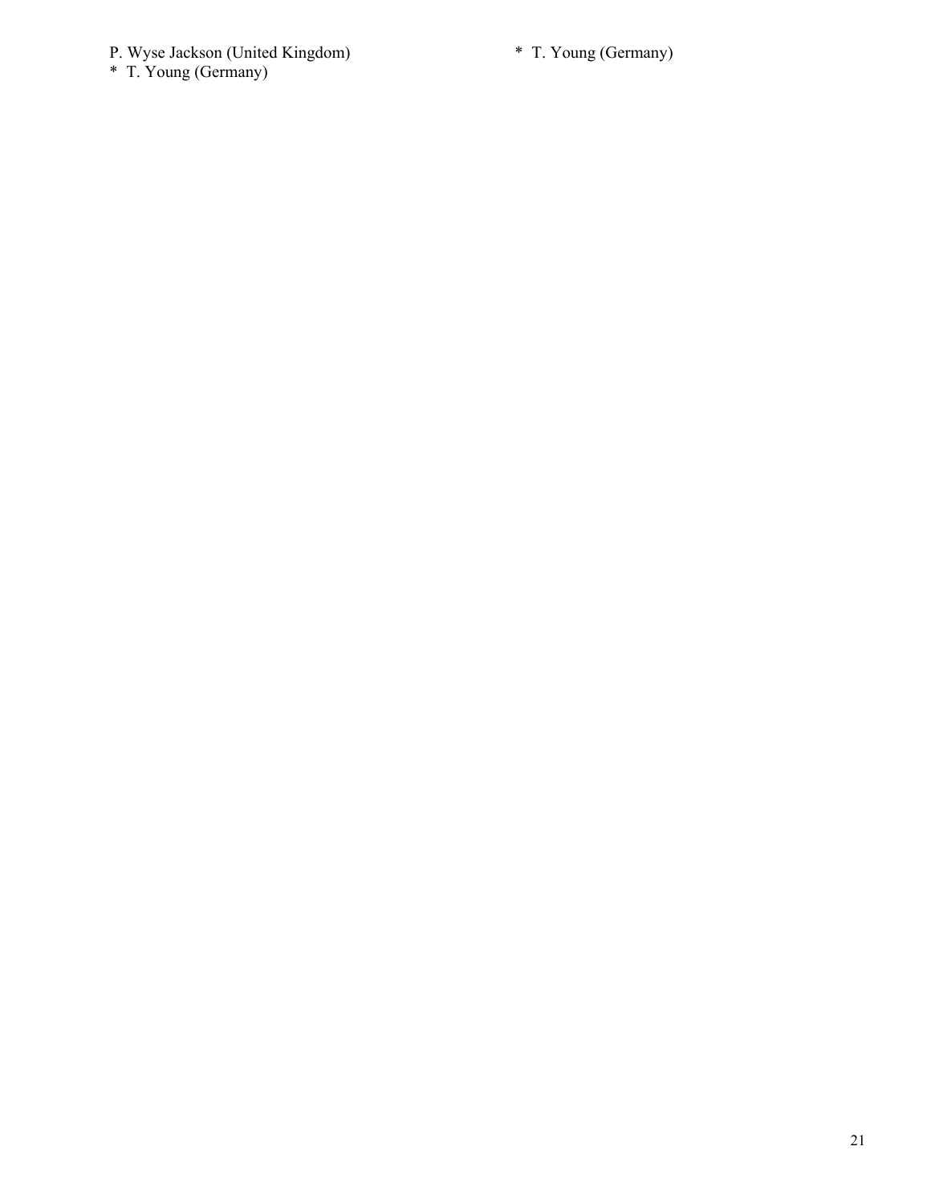P. Wyse Jackson (United Kingdom)
* T. Young (Germany)

* T. Young (Germany)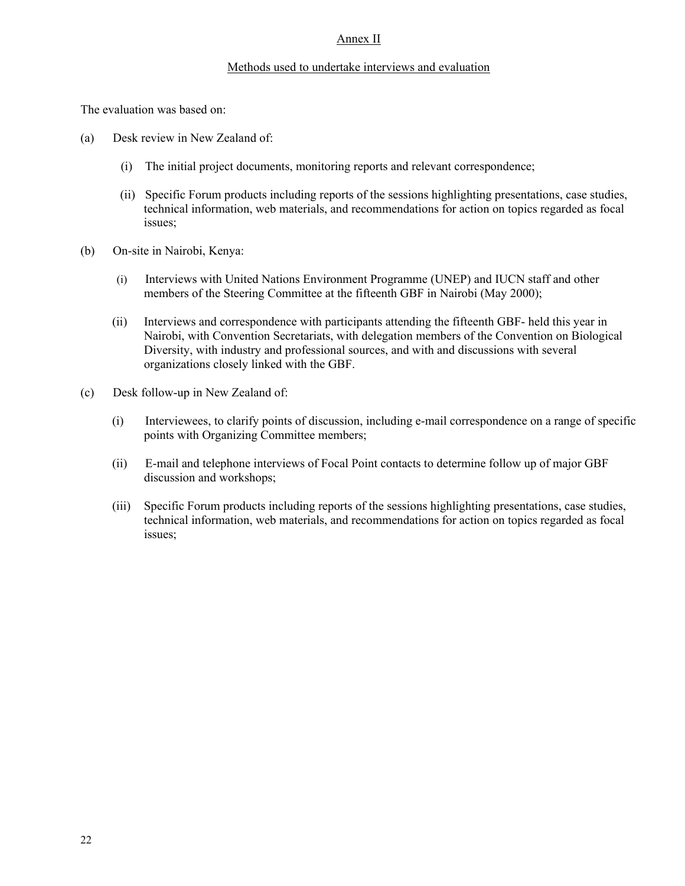## Annex II

### Methods used to undertake interviews and evaluation

The evaluation was based on:

(a) Desk review in New Zealand of:

  (i) The initial project documents, monitoring reports and relevant correspondence;

  (ii) Specific Forum products including reports of the sessions highlighting presentations, case studies, technical information, web materials, and recommendations for action on topics regarded as focal issues;

(b) On-site in Nairobi, Kenya:

  (i) Interviews with United Nations Environment Programme (UNEP) and IUCN staff and other members of the Steering Committee at the fifteenth GBF in Nairobi (May 2000);

  (ii) Interviews and correspondence with participants attending the fifteenth GBF- held this year in Nairobi, with Convention Secretariats, with delegation members of the Convention on Biological Diversity, with industry and professional sources, and with and discussions with several organizations closely linked with the GBF.

(c) Desk follow-up in New Zealand of:

  (i) Interviewees, to clarify points of discussion, including e-mail correspondence on a range of specific points with Organizing Committee members;

  (ii) E-mail and telephone interviews of Focal Point contacts to determine follow up of major GBF discussion and workshops;

  (iii) Specific Forum products including reports of the sessions highlighting presentations, case studies, technical information, web materials, and recommendations for action on topics regarded as focal issues;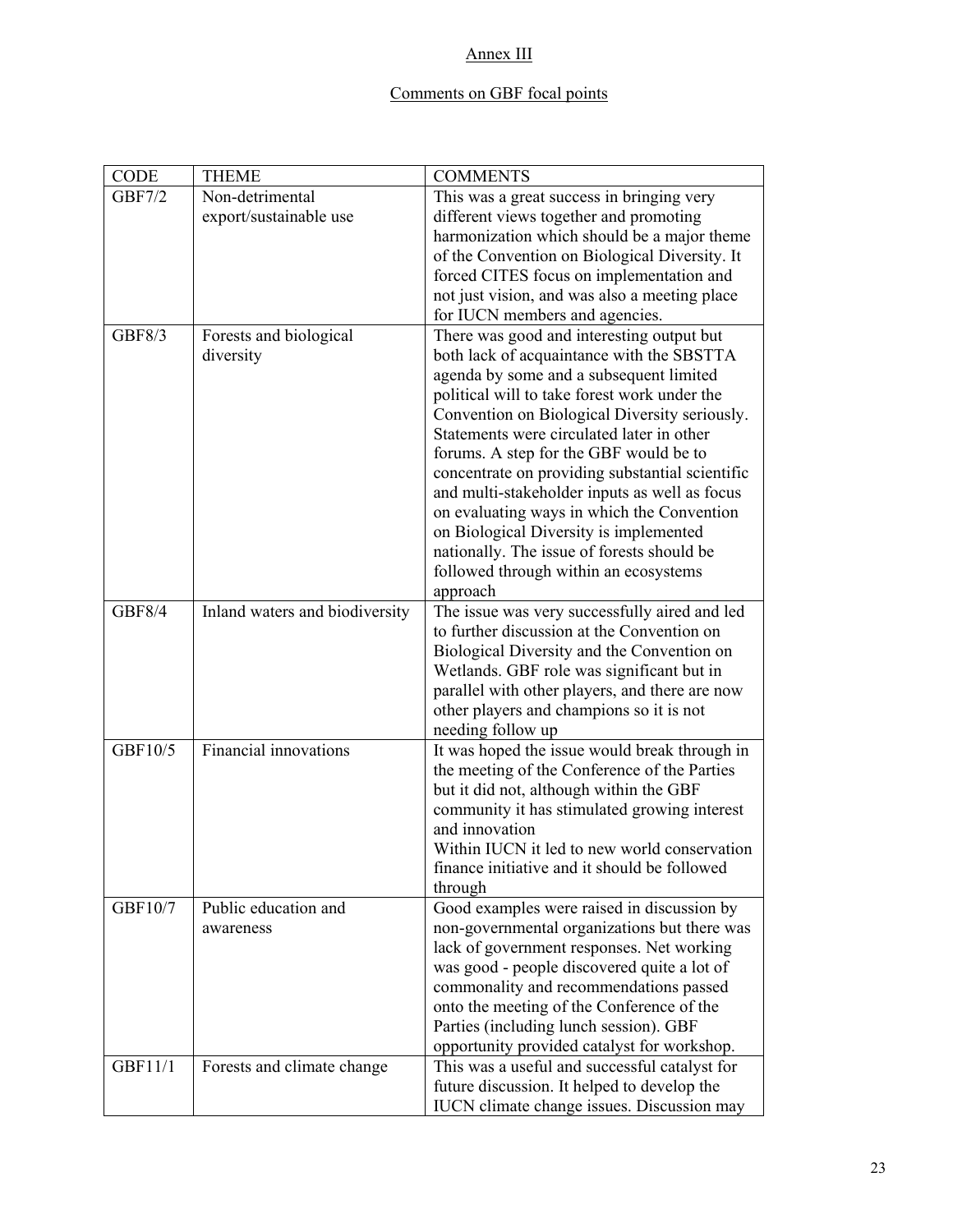Annex III

Comments on GBF focal points

| CODE | THEME | COMMENTS |
|---|---|---|
| GBF7/2 | Non-detrimental export/sustainable use | This was a great success in bringing very different views together and promoting harmonization which should be a major theme of the Convention on Biological Diversity. It forced CITES focus on implementation and not just vision, and was also a meeting place for IUCN members and agencies. |
| GBF8/3 | Forests and biological diversity | There was good and interesting output but both lack of acquaintance with the SBSTTA agenda by some and a subsequent limited political will to take forest work under the Convention on Biological Diversity seriously. Statements were circulated later in other forums. A step for the GBF would be to concentrate on providing substantial scientific and multi-stakeholder inputs as well as focus on evaluating ways in which the Convention on Biological Diversity is implemented nationally. The issue of forests should be followed through within an ecosystems approach |
| GBF8/4 | Inland waters and biodiversity | The issue was very successfully aired and led to further discussion at the Convention on Biological Diversity and the Convention on Wetlands. GBF role was significant but in parallel with other players, and there are now other players and champions so it is not needing follow up |
| GBF10/5 | Financial innovations | It was hoped the issue would break through in the meeting of the Conference of the Parties but it did not, although within the GBF community it has stimulated growing interest and innovation<br>Within IUCN it led to new world conservation finance initiative and it should be followed through |
| GBF10/7 | Public education and awareness | Good examples were raised in discussion by non-governmental organizations but there was lack of government responses. Net working was good - people discovered quite a lot of commonality and recommendations passed onto the meeting of the Conference of the Parties (including lunch session). GBF opportunity provided catalyst for workshop. |
| GBF11/1 | Forests and climate change | This was a useful and successful catalyst for future discussion. It helped to develop the IUCN climate change issues. Discussion may |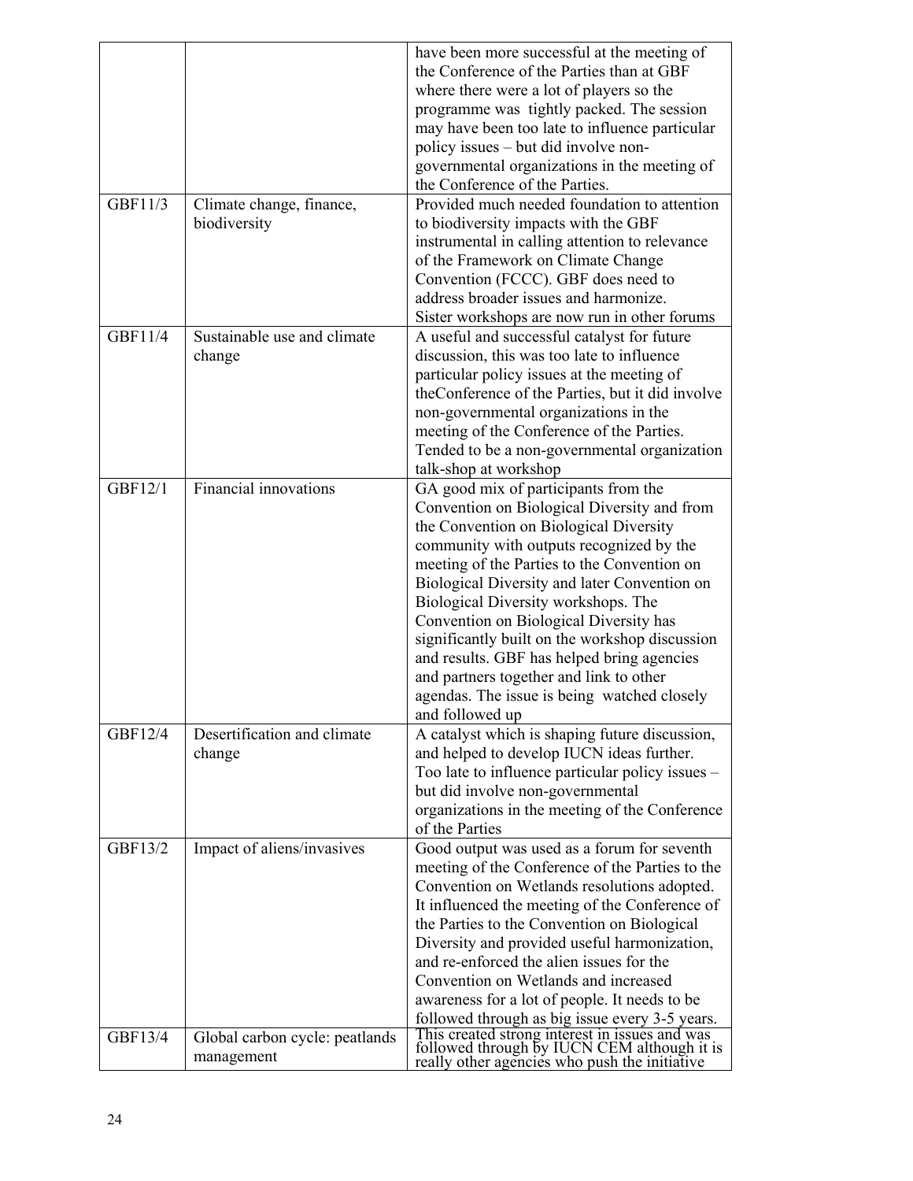| | | |
|---|---|---|
| | | have been more successful at the meeting of the Conference of the Parties than at GBF where there were a lot of players so the programme was tightly packed. The session may have been too late to influence particular policy issues – but did involve non-governmental organizations in the meeting of the Conference of the Parties. |
| GBF11/3 | Climate change, finance, biodiversity | Provided much needed foundation to attention to biodiversity impacts with the GBF instrumental in calling attention to relevance of the Framework on Climate Change Convention (FCCC). GBF does need to address broader issues and harmonize. Sister workshops are now run in other forums |
| GBF11/4 | Sustainable use and climate change | A useful and successful catalyst for future discussion, this was too late to influence particular policy issues at the meeting of theConference of the Parties, but it did involve non-governmental organizations in the meeting of the Conference of the Parties. Tended to be a non-governmental organization talk-shop at workshop |
| GBF12/1 | Financial innovations | GA good mix of participants from the Convention on Biological Diversity and from the Convention on Biological Diversity community with outputs recognized by the meeting of the Parties to the Convention on Biological Diversity and later Convention on Biological Diversity workshops. The Convention on Biological Diversity has significantly built on the workshop discussion and results. GBF has helped bring agencies and partners together and link to other agendas. The issue is being watched closely and followed up |
| GBF12/4 | Desertification and climate change | A catalyst which is shaping future discussion, and helped to develop IUCN ideas further. Too late to influence particular policy issues – but did involve non-governmental organizations in the meeting of the Conference of the Parties |
| GBF13/2 | Impact of aliens/invasives | Good output was used as a forum for seventh meeting of the Conference of the Parties to the Convention on Wetlands resolutions adopted. It influenced the meeting of the Conference of the Parties to the Convention on Biological Diversity and provided useful harmonization, and re-enforced the alien issues for the Convention on Wetlands and increased awareness for a lot of people. It needs to be followed through as big issue every 3-5 years. |
| GBF13/4 | Global carbon cycle: peatlands management | This created strong interest in issues and was followed through by IUCN CEM although it is really other agencies who push the initiative |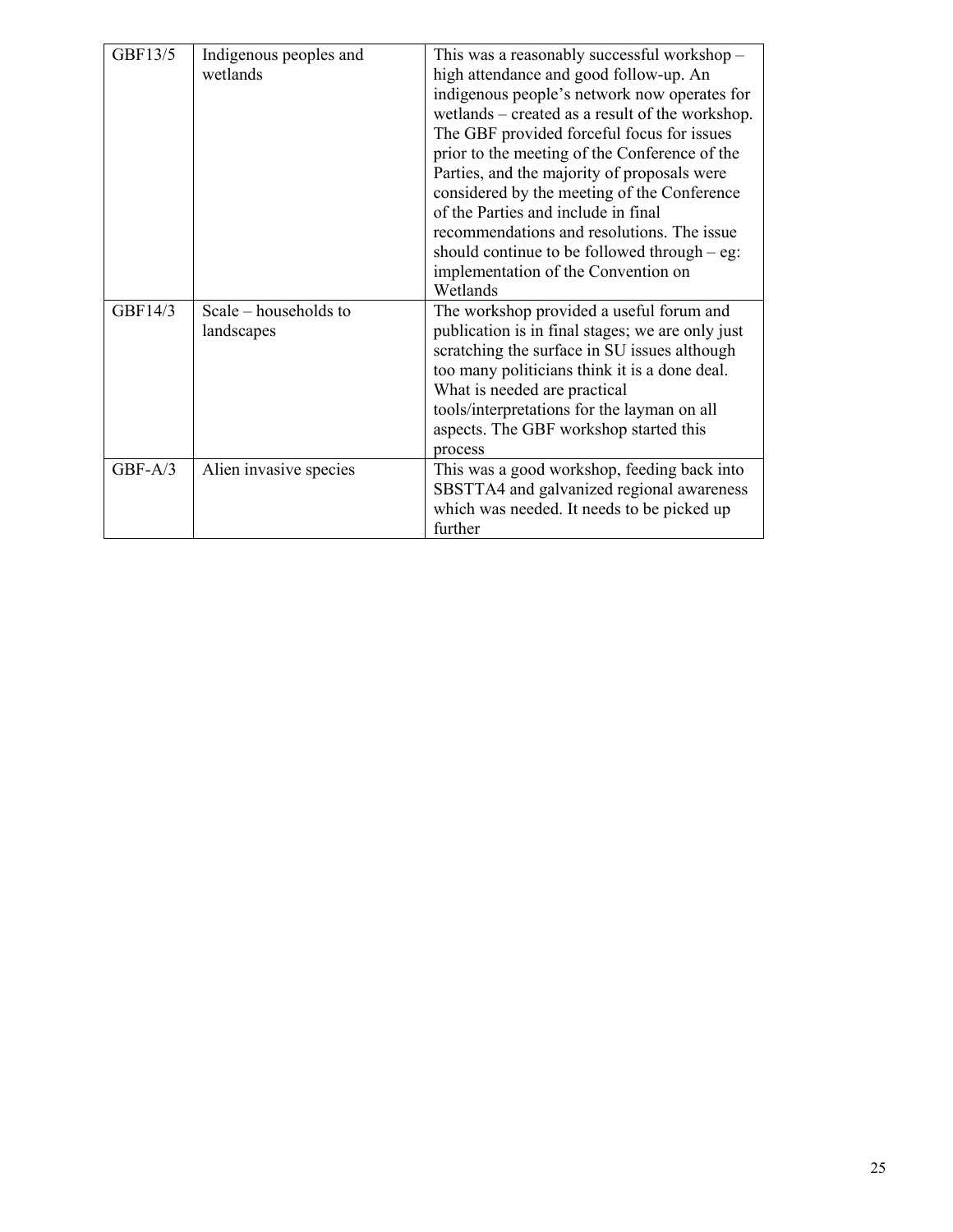| | | |
|---|---|---|
| GBF13/5 | Indigenous peoples and wetlands | This was a reasonably successful workshop – high attendance and good follow-up. An indigenous people's network now operates for wetlands – created as a result of the workshop. The GBF provided forceful focus for issues prior to the meeting of the Conference of the Parties, and the majority of proposals were considered by the meeting of the Conference of the Parties and include in final recommendations and resolutions. The issue should continue to be followed through – eg: implementation of the Convention on Wetlands |
| GBF14/3 | Scale – households to landscapes | The workshop provided a useful forum and publication is in final stages; we are only just scratching the surface in SU issues although too many politicians think it is a done deal. What is needed are practical tools/interpretations for the layman on all aspects. The GBF workshop started this process |
| GBF-A/3 | Alien invasive species | This was a good workshop, feeding back into SBSTTA4 and galvanized regional awareness which was needed. It needs to be picked up further |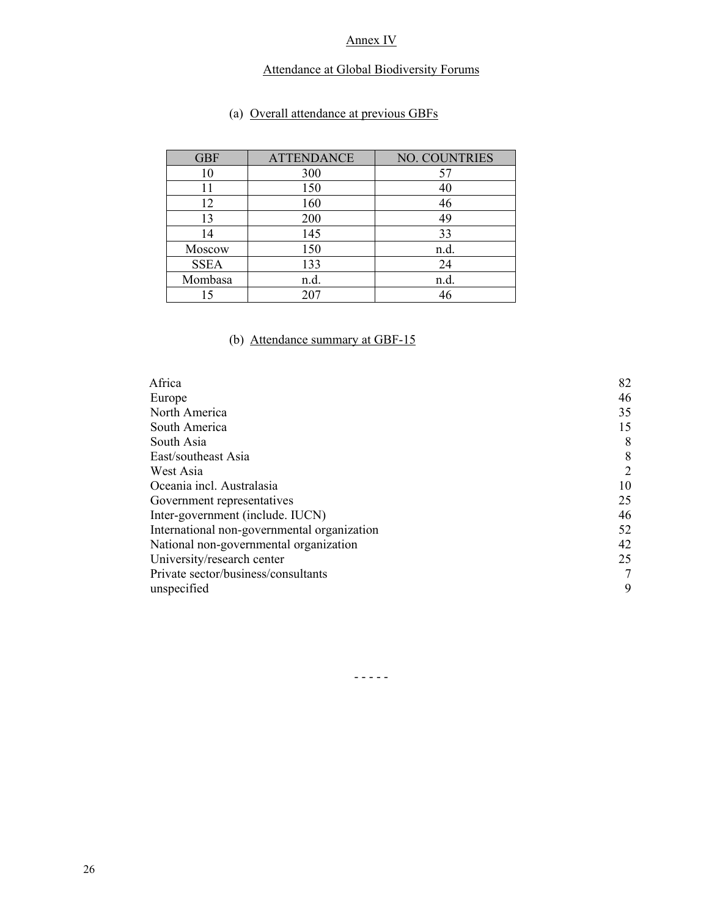## Annex IV

## Attendance at Global Biodiversity Forums

### (a) Overall attendance at previous GBFs

| GBF | ATTENDANCE | NO. COUNTRIES |
|---|---|---|
| 10 | 300 | 57 |
| 11 | 150 | 40 |
| 12 | 160 | 46 |
| 13 | 200 | 49 |
| 14 | 145 | 33 |
| Moscow | 150 | n.d. |
| SSEA | 133 | 24 |
| Mombasa | n.d. | n.d. |
| 15 | 207 | 46 |

### (b) Attendance summary at GBF-15

| | |
|---|---|
| Africa | 82 |
| Europe | 46 |
| North America | 35 |
| South America | 15 |
| South Asia | 8 |
| East/southeast Asia | 8 |
| West Asia | 2 |
| Oceania incl. Australasia | 10 |
| Government representatives | 25 |
| Inter-government (include. IUCN) | 46 |
| International non-governmental organization | 52 |
| National non-governmental organization | 42 |
| University/research center | 25 |
| Private sector/business/consultants | 7 |
| unspecified | 9 |

- - - - -